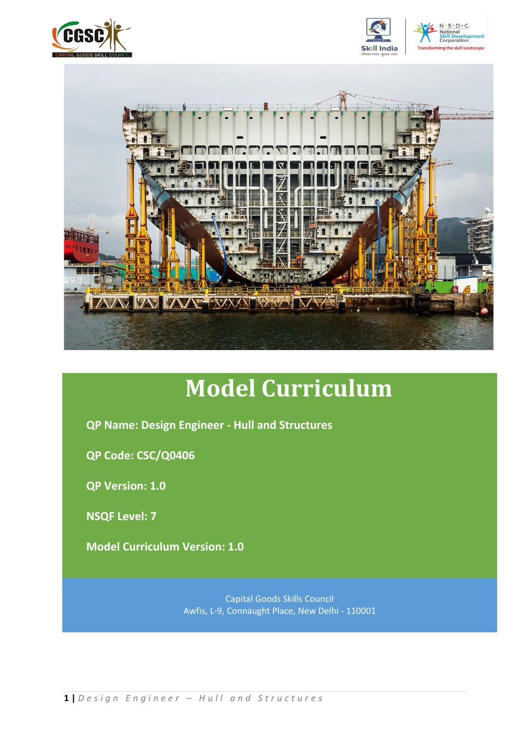# Model Curriculum

**QP Name: Design Engineer - Hull and Structures**

**QP Code: CSC/Q0406**

**QP Version: 1.0**

**NSQF Level: 7**

**Model Curriculum Version: 1.0**

Capital Goods Skills Council
Awfis, L-9, Connaught Place, New Delhi - 110001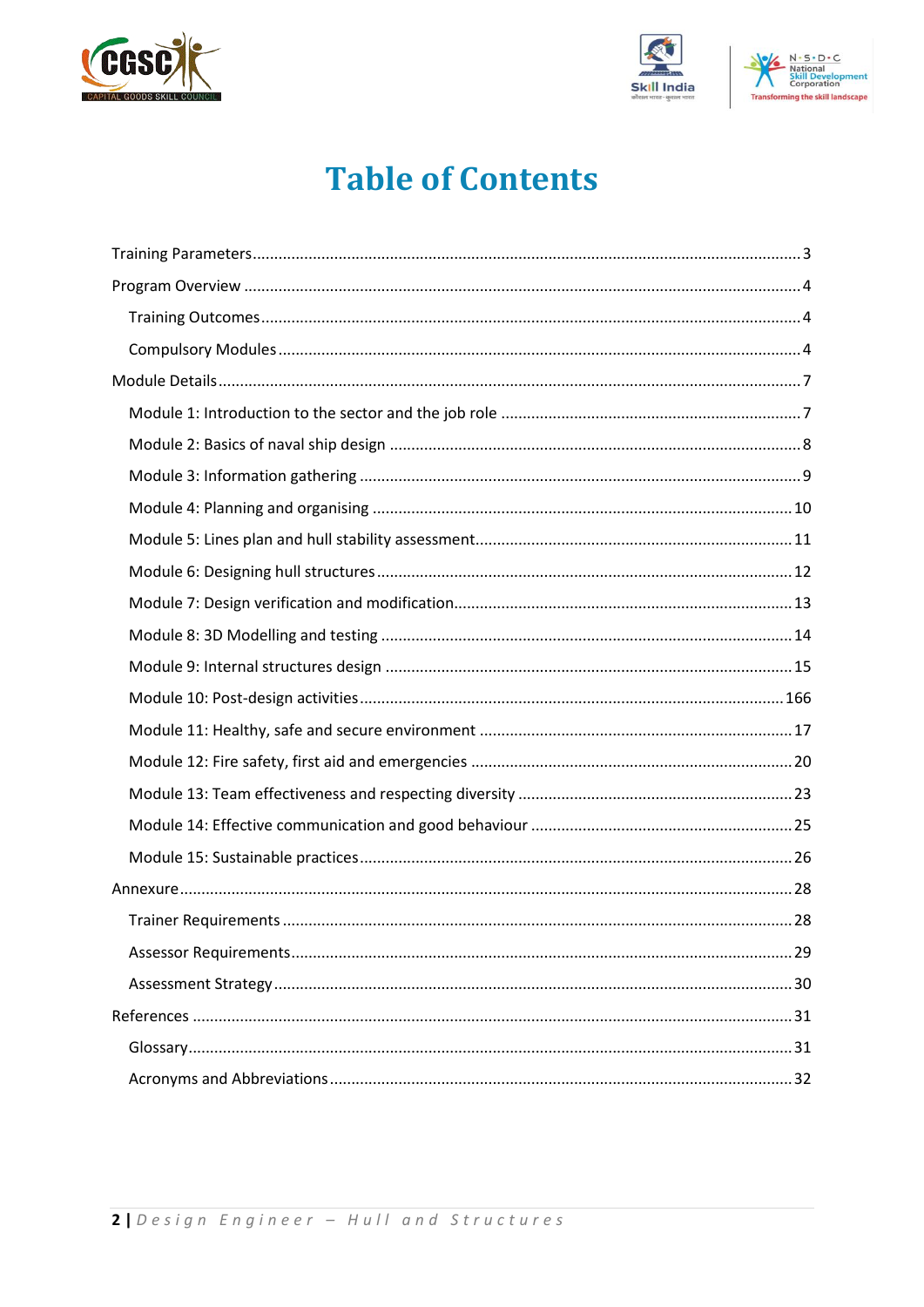# Table of Contents

Training Parameters...........3

Program Overview...........4

- Training Outcomes...........4
- Compulsory Modules...........4

Module Details...........7

- Module 1: Introduction to the sector and the job role...........7
- Module 2: Basics of naval ship design...........8
- Module 3: Information gathering...........9
- Module 4: Planning and organising...........10
- Module 5: Lines plan and hull stability assessment...........11
- Module 6: Designing hull structures...........12
- Module 7: Design verification and modification...........13
- Module 8: 3D Modelling and testing...........14
- Module 9: Internal structures design...........15
- Module 10: Post-design activities...........166
- Module 11: Healthy, safe and secure environment...........17
- Module 12: Fire safety, first aid and emergencies...........20
- Module 13: Team effectiveness and respecting diversity...........23
- Module 14: Effective communication and good behaviour...........25
- Module 15: Sustainable practices...........26

Annexure...........28

- Trainer Requirements...........28
- Assessor Requirements...........29
- Assessment Strategy...........30

References...........31

- Glossary...........31
- Acronyms and Abbreviations...........32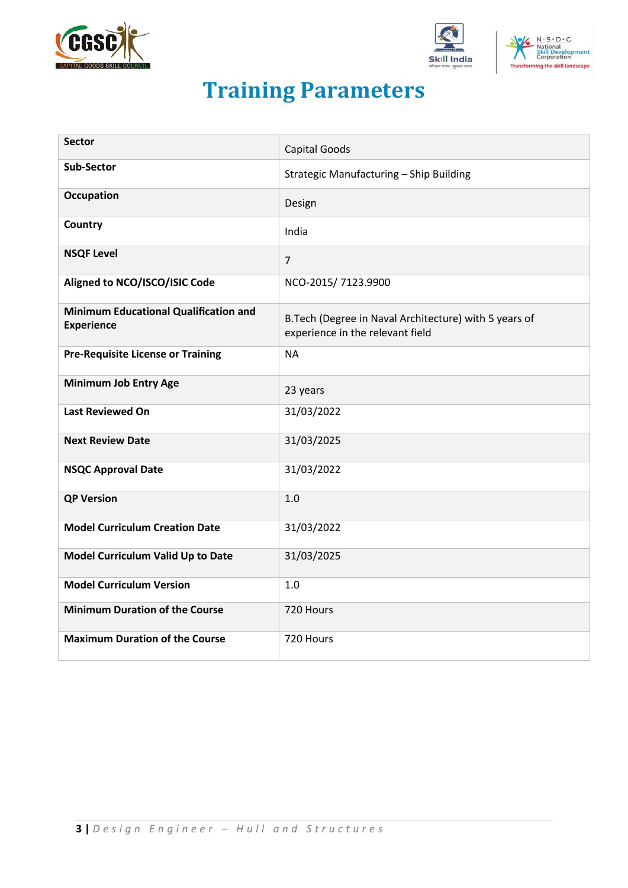# Training Parameters

| | |
|---|---|
| **Sector** | Capital Goods |
| **Sub-Sector** | Strategic Manufacturing – Ship Building |
| **Occupation** | Design |
| **Country** | India |
| **NSQF Level** | 7 |
| **Aligned to NCO/ISCO/ISIC Code** | NCO-2015/ 7123.9900 |
| **Minimum Educational Qualification and Experience** | B.Tech (Degree in Naval Architecture) with 5 years of experience in the relevant field |
| **Pre-Requisite License or Training** | NA |
| **Minimum Job Entry Age** | 23 years |
| **Last Reviewed On** | 31/03/2022 |
| **Next Review Date** | 31/03/2025 |
| **NSQC Approval Date** | 31/03/2022 |
| **QP Version** | 1.0 |
| **Model Curriculum Creation Date** | 31/03/2022 |
| **Model Curriculum Valid Up to Date** | 31/03/2025 |
| **Model Curriculum Version** | 1.0 |
| **Minimum Duration of the Course** | 720 Hours |
| **Maximum Duration of the Course** | 720 Hours |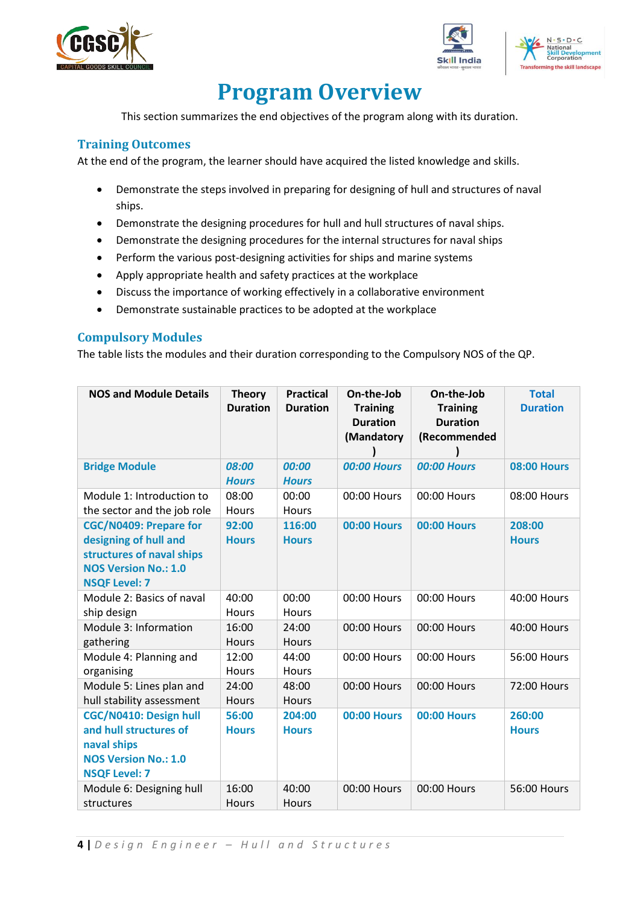# Program Overview

This section summarizes the end objectives of the program along with its duration.

## Training Outcomes

At the end of the program, the learner should have acquired the listed knowledge and skills.

- Demonstrate the steps involved in preparing for designing of hull and structures of naval ships.
- Demonstrate the designing procedures for hull and hull structures of naval ships.
- Demonstrate the designing procedures for the internal structures for naval ships
- Perform the various post-designing activities for ships and marine systems
- Apply appropriate health and safety practices at the workplace
- Discuss the importance of working effectively in a collaborative environment
- Demonstrate sustainable practices to be adopted at the workplace

## Compulsory Modules

The table lists the modules and their duration corresponding to the Compulsory NOS of the QP.

| NOS and Module Details | Theory Duration | Practical Duration | On-the-Job Training Duration (Mandatory) | On-the-Job Training Duration (Recommended) | Total Duration |
|---|---|---|---|---|---|
| **Bridge Module** | ***08:00 Hours*** | ***00:00 Hours*** | ***00:00 Hours*** | ***00:00 Hours*** | **08:00 Hours** |
| Module 1: Introduction to the sector and the job role | 08:00 Hours | 00:00 Hours | 00:00 Hours | 00:00 Hours | 08:00 Hours |
| **CGC/N0409: Prepare for designing of hull and structures of naval ships NOS Version No.: 1.0 NSQF Level: 7** | **92:00 Hours** | **116:00 Hours** | **00:00 Hours** | **00:00 Hours** | **208:00 Hours** |
| Module 2: Basics of naval ship design | 40:00 Hours | 00:00 Hours | 00:00 Hours | 00:00 Hours | 40:00 Hours |
| Module 3: Information gathering | 16:00 Hours | 24:00 Hours | 00:00 Hours | 00:00 Hours | 40:00 Hours |
| Module 4: Planning and organising | 12:00 Hours | 44:00 Hours | 00:00 Hours | 00:00 Hours | 56:00 Hours |
| Module 5: Lines plan and hull stability assessment | 24:00 Hours | 48:00 Hours | 00:00 Hours | 00:00 Hours | 72:00 Hours |
| **CGC/N0410: Design hull and hull structures of naval ships NOS Version No.: 1.0 NSQF Level: 7** | **56:00 Hours** | **204:00 Hours** | **00:00 Hours** | **00:00 Hours** | **260:00 Hours** |
| Module 6: Designing hull structures | 16:00 Hours | 40:00 Hours | 00:00 Hours | 00:00 Hours | 56:00 Hours |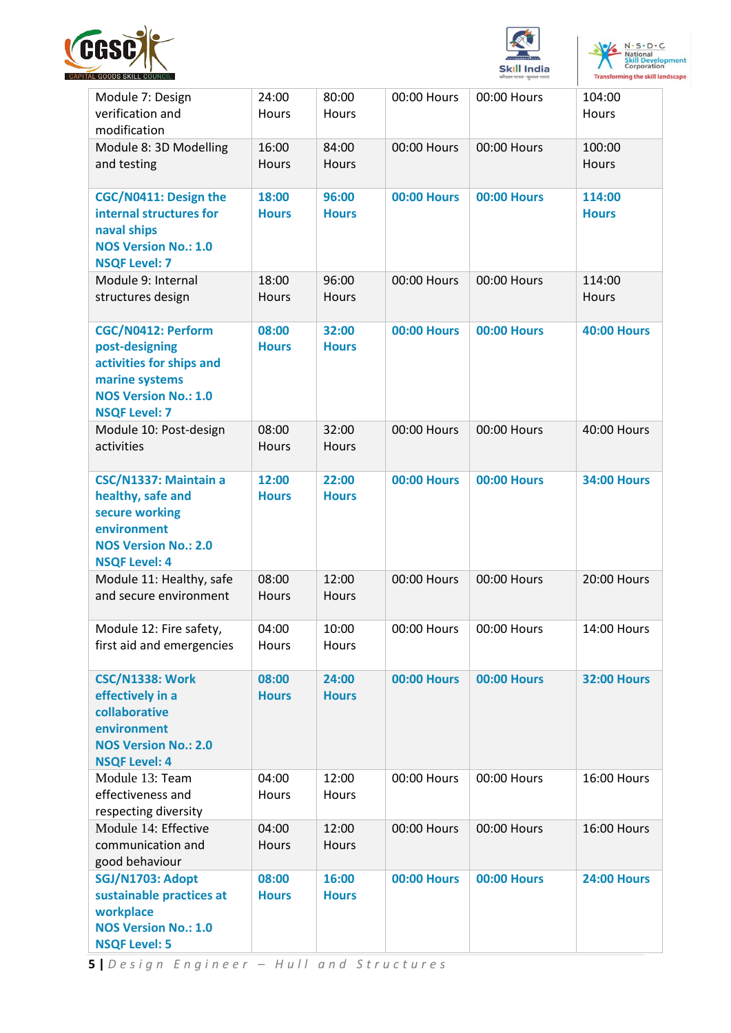| | | | | | |
|---|---|---|---|---|---|
| Module 7: Design verification and modification | 24:00 Hours | 80:00 Hours | 00:00 Hours | 00:00 Hours | 104:00 Hours |
| Module 8: 3D Modelling and testing | 16:00 Hours | 84:00 Hours | 00:00 Hours | 00:00 Hours | 100:00 Hours |
| **CGC/N0411: Design the internal structures for naval ships**<br>**NOS Version No.: 1.0**<br>**NSQF Level: 7** | **18:00 Hours** | **96:00 Hours** | **00:00 Hours** | **00:00 Hours** | **114:00 Hours** |
| Module 9: Internal structures design | 18:00 Hours | 96:00 Hours | 00:00 Hours | 00:00 Hours | 114:00 Hours |
| **CGC/N0412: Perform post-designing activities for ships and marine systems**<br>**NOS Version No.: 1.0**<br>**NSQF Level: 7** | **08:00 Hours** | **32:00 Hours** | **00:00 Hours** | **00:00 Hours** | **40:00 Hours** |
| Module 10: Post-design activities | 08:00 Hours | 32:00 Hours | 00:00 Hours | 00:00 Hours | 40:00 Hours |
| **CSC/N1337: Maintain a healthy, safe and secure working environment**<br>**NOS Version No.: 2.0**<br>**NSQF Level: 4** | **12:00 Hours** | **22:00 Hours** | **00:00 Hours** | **00:00 Hours** | **34:00 Hours** |
| Module 11: Healthy, safe and secure environment | 08:00 Hours | 12:00 Hours | 00:00 Hours | 00:00 Hours | 20:00 Hours |
| Module 12: Fire safety, first aid and emergencies | 04:00 Hours | 10:00 Hours | 00:00 Hours | 00:00 Hours | 14:00 Hours |
| **CSC/N1338: Work effectively in a collaborative environment**<br>**NOS Version No.: 2.0**<br>**NSQF Level: 4** | **08:00 Hours** | **24:00 Hours** | **00:00 Hours** | **00:00 Hours** | **32:00 Hours** |
| Module 13: Team effectiveness and respecting diversity | 04:00 Hours | 12:00 Hours | 00:00 Hours | 00:00 Hours | 16:00 Hours |
| Module 14: Effective communication and good behaviour | 04:00 Hours | 12:00 Hours | 00:00 Hours | 00:00 Hours | 16:00 Hours |
| **SGJ/N1703: Adopt sustainable practices at workplace**<br>**NOS Version No.: 1.0**<br>**NSQF Level: 5** | **08:00 Hours** | **16:00 Hours** | **00:00 Hours** | **00:00 Hours** | **24:00 Hours** |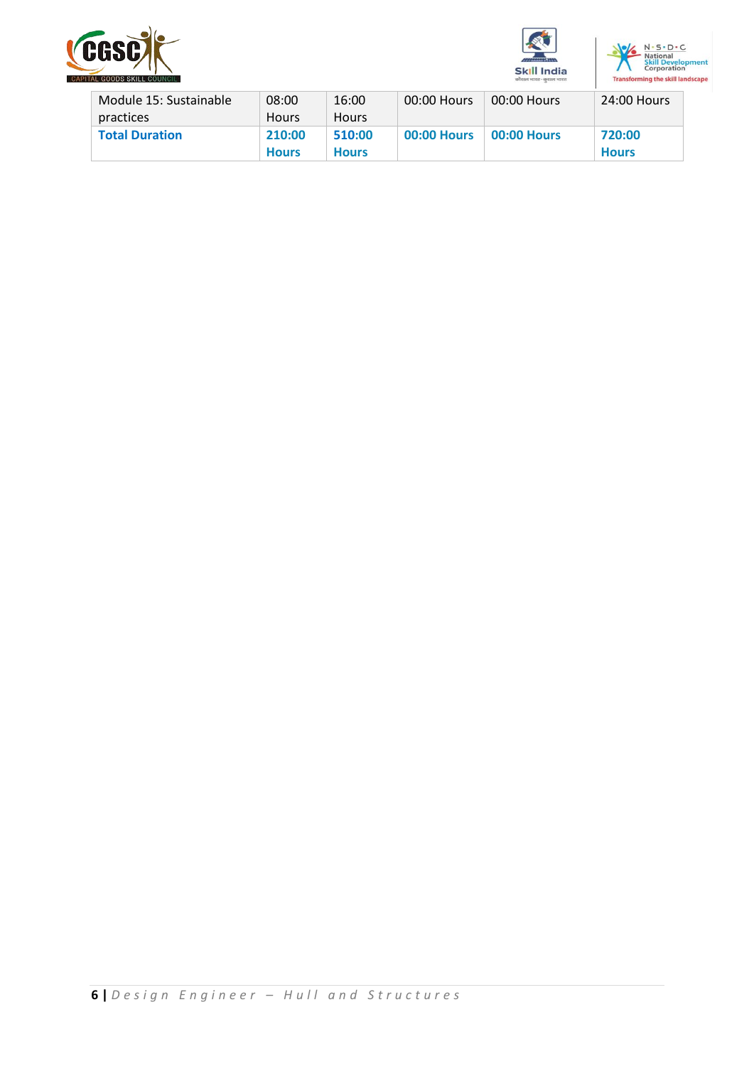| | | | | | |
|---|---|---|---|---|---|
| Module 15: Sustainable practices | 08:00 Hours | 16:00 Hours | 00:00 Hours | 00:00 Hours | 24:00 Hours |
| **Total Duration** | **210:00 Hours** | **510:00 Hours** | **00:00 Hours** | **00:00 Hours** | **720:00 Hours** |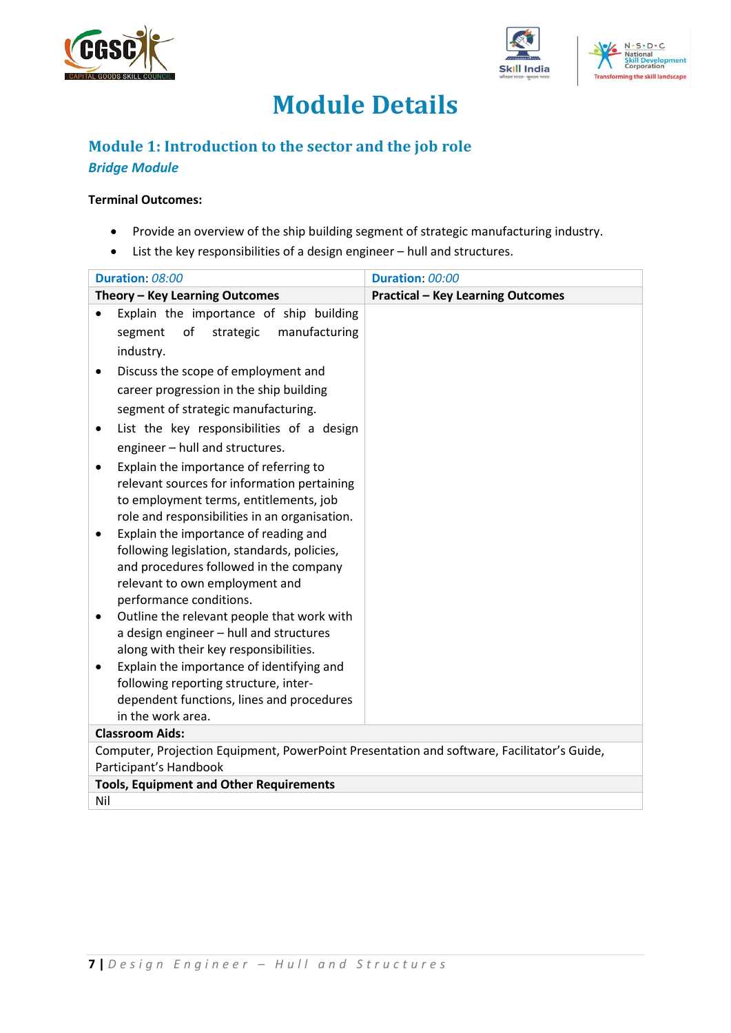# Module Details

## Module 1: Introduction to the sector and the job role

***Bridge Module***

**Terminal Outcomes:**

- Provide an overview of the ship building segment of strategic manufacturing industry.
- List the key responsibilities of a design engineer – hull and structures.

| **Duration**: *08:00* | **Duration**: *00:00* |
|---|---|
| **Theory – Key Learning Outcomes** | **Practical – Key Learning Outcomes** |
| • Explain the importance of ship building segment of strategic manufacturing industry.<br>• Discuss the scope of employment and career progression in the ship building segment of strategic manufacturing.<br>• List the key responsibilities of a design engineer – hull and structures.<br>• Explain the importance of referring to relevant sources for information pertaining to employment terms, entitlements, job role and responsibilities in an organisation.<br>• Explain the importance of reading and following legislation, standards, policies, and procedures followed in the company relevant to own employment and performance conditions.<br>• Outline the relevant people that work with a design engineer – hull and structures along with their key responsibilities.<br>• Explain the importance of identifying and following reporting structure, inter-dependent functions, lines and procedures in the work area. | |
| **Classroom Aids:** | |
| Computer, Projection Equipment, PowerPoint Presentation and software, Facilitator's Guide, Participant's Handbook | |
| **Tools, Equipment and Other Requirements** | |
| Nil | |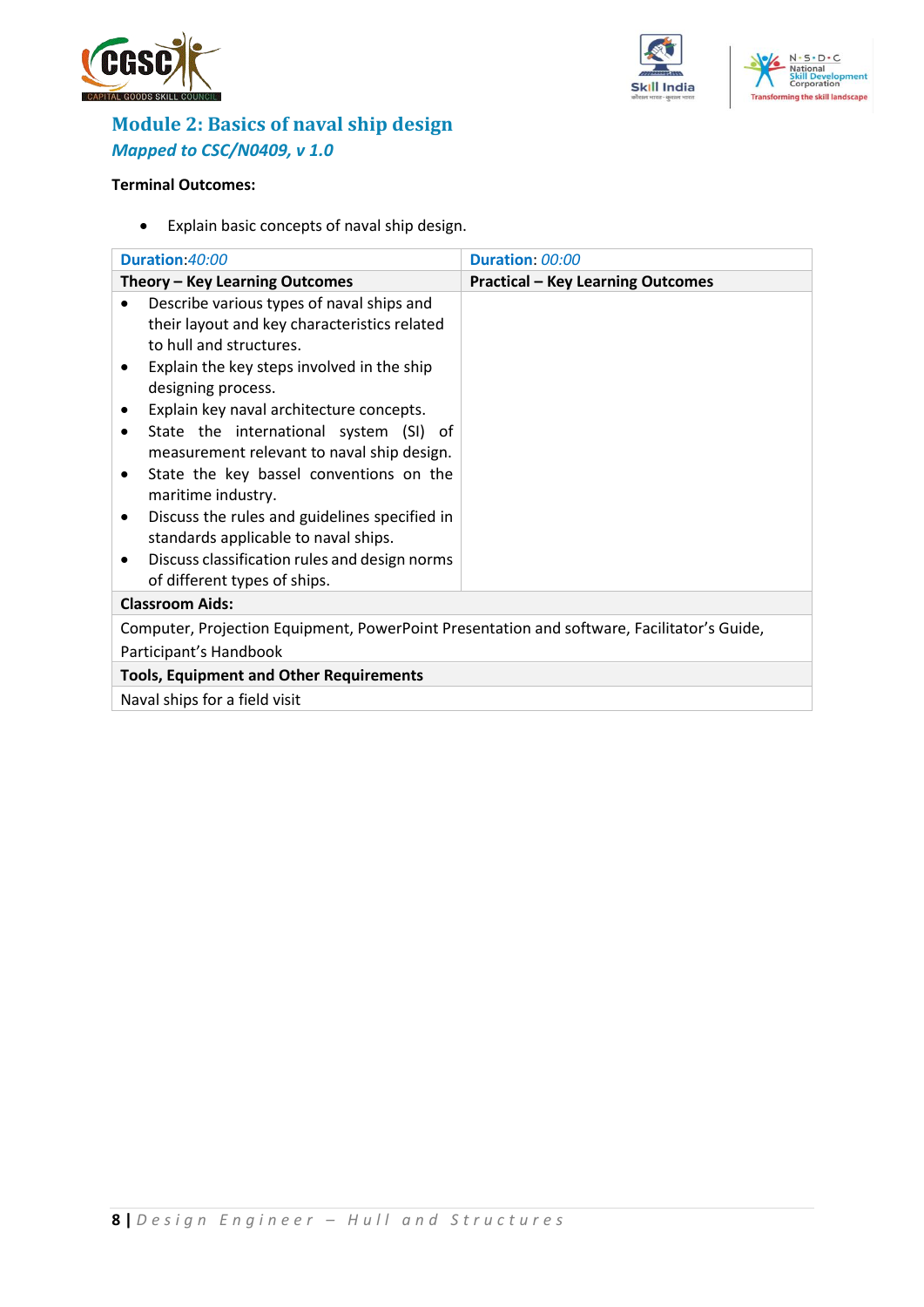## Module 2: Basics of naval ship design

***Mapped to CSC/N0409, v 1.0***

**Terminal Outcomes:**

- Explain basic concepts of naval ship design.

| **Duration**: *40:00* | **Duration**: *00:00* |
|---|---|
| **Theory – Key Learning Outcomes** | **Practical – Key Learning Outcomes** |
| • Describe various types of naval ships and their layout and key characteristics related to hull and structures.<br>• Explain the key steps involved in the ship designing process.<br>• Explain key naval architecture concepts.<br>• State the international system (SI) of measurement relevant to naval ship design.<br>• State the key bassel conventions on the maritime industry.<br>• Discuss the rules and guidelines specified in standards applicable to naval ships.<br>• Discuss classification rules and design norms of different types of ships. | |
| **Classroom Aids:** | |
| Computer, Projection Equipment, PowerPoint Presentation and software, Facilitator's Guide, Participant's Handbook | |
| **Tools, Equipment and Other Requirements** | |
| Naval ships for a field visit | |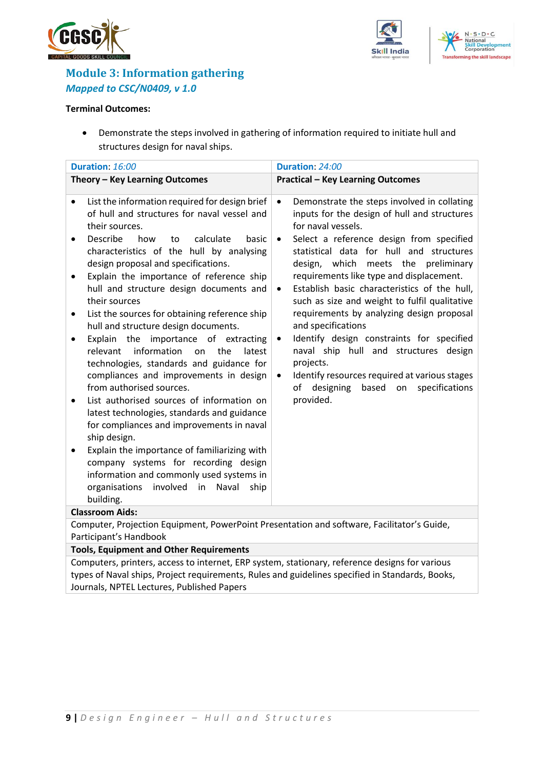## Module 3: Information gathering

*Mapped to CSC/N0409, v 1.0*

**Terminal Outcomes:**

- Demonstrate the steps involved in gathering of information required to initiate hull and structures design for naval ships.

| **Duration**: *16:00* | **Duration**: *24:00* |
|---|---|
| **Theory – Key Learning Outcomes** | **Practical – Key Learning Outcomes** |
| • List the information required for design brief of hull and structures for naval vessel and their sources.<br>• Describe how to calculate basic characteristics of the hull by analysing design proposal and specifications.<br>• Explain the importance of reference ship hull and structure design documents and their sources<br>• List the sources for obtaining reference ship hull and structure design documents.<br>• Explain the importance of extracting relevant information on the latest technologies, standards and guidance for compliances and improvements in design from authorised sources.<br>• List authorised sources of information on latest technologies, standards and guidance for compliances and improvements in naval ship design.<br>• Explain the importance of familiarizing with company systems for recording design information and commonly used systems in organisations involved in Naval ship building. | • Demonstrate the steps involved in collating inputs for the design of hull and structures for naval vessels.<br>• Select a reference design from specified statistical data for hull and structures design, which meets the preliminary requirements like type and displacement.<br>• Establish basic characteristics of the hull, such as size and weight to fulfil qualitative requirements by analyzing design proposal and specifications<br>• Identify design constraints for specified naval ship hull and structures design projects.<br>• Identify resources required at various stages of designing based on specifications provided. |
| **Classroom Aids:** | |
| Computer, Projection Equipment, PowerPoint Presentation and software, Facilitator's Guide, Participant's Handbook | |
| **Tools, Equipment and Other Requirements** | |
| Computers, printers, access to internet, ERP system, stationary, reference designs for various types of Naval ships, Project requirements, Rules and guidelines specified in Standards, Books, Journals, NPTEL Lectures, Published Papers | |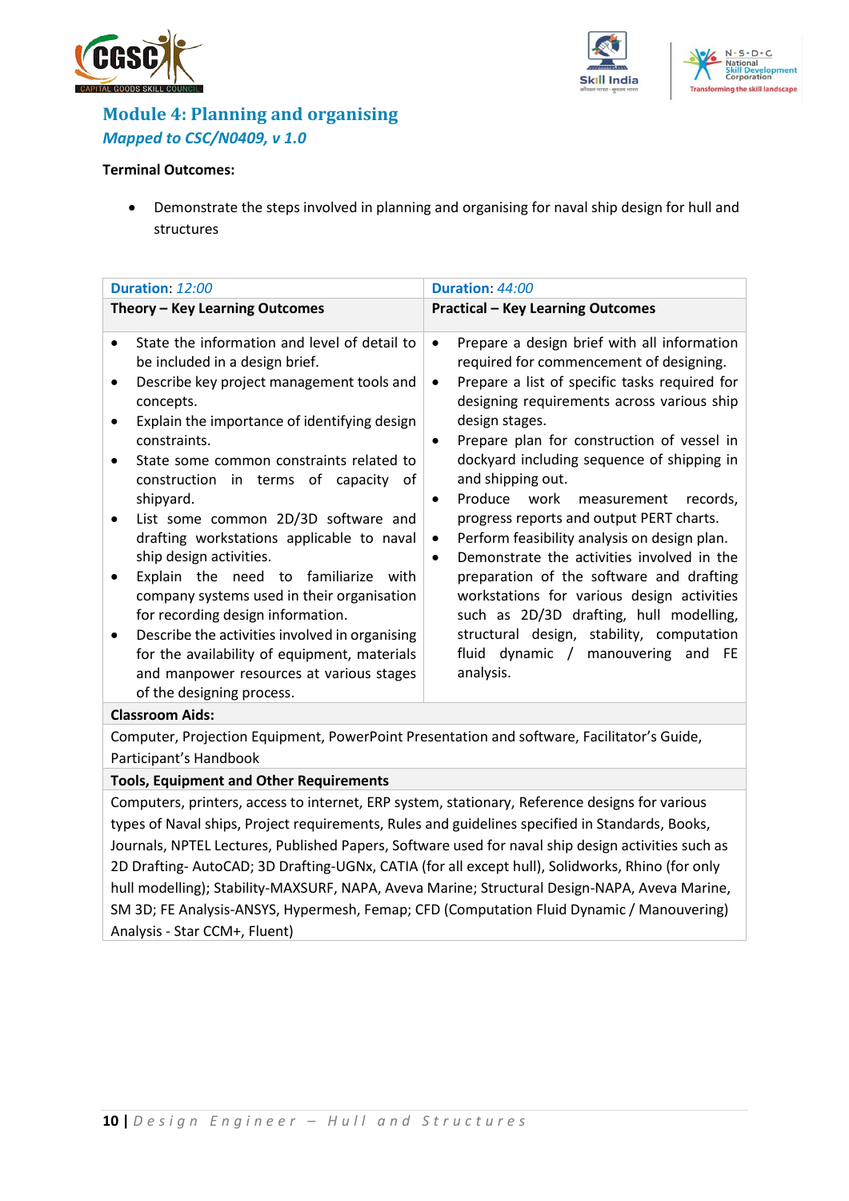## Module 4: Planning and organising

*Mapped to CSC/N0409, v 1.0*

**Terminal Outcomes:**

- Demonstrate the steps involved in planning and organising for naval ship design for hull and structures

| Duration: *12:00* | Duration: *44:00* |
|---|---|
| **Theory – Key Learning Outcomes** | **Practical – Key Learning Outcomes** |
| • State the information and level of detail to be included in a design brief.<br>• Describe key project management tools and concepts.<br>• Explain the importance of identifying design constraints.<br>• State some common constraints related to construction in terms of capacity of shipyard.<br>• List some common 2D/3D software and drafting workstations applicable to naval ship design activities.<br>• Explain the need to familiarize with company systems used in their organisation for recording design information.<br>• Describe the activities involved in organising for the availability of equipment, materials and manpower resources at various stages of the designing process. | • Prepare a design brief with all information required for commencement of designing.<br>• Prepare a list of specific tasks required for designing requirements across various ship design stages.<br>• Prepare plan for construction of vessel in dockyard including sequence of shipping in and shipping out.<br>• Produce work measurement records, progress reports and output PERT charts.<br>• Perform feasibility analysis on design plan.<br>• Demonstrate the activities involved in the preparation of the software and drafting workstations for various design activities such as 2D/3D drafting, hull modelling, structural design, stability, computation fluid dynamic / manouvering and FE analysis. |
| **Classroom Aids:** | |
| Computer, Projection Equipment, PowerPoint Presentation and software, Facilitator's Guide, Participant's Handbook | |
| **Tools, Equipment and Other Requirements** | |
| Computers, printers, access to internet, ERP system, stationary, Reference designs for various types of Naval ships, Project requirements, Rules and guidelines specified in Standards, Books, Journals, NPTEL Lectures, Published Papers, Software used for naval ship design activities such as 2D Drafting- AutoCAD; 3D Drafting-UGNx, CATIA (for all except hull), Solidworks, Rhino (for only hull modelling); Stability-MAXSURF, NAPA, Aveva Marine; Structural Design-NAPA, Aveva Marine, SM 3D; FE Analysis-ANSYS, Hypermesh, Femap; CFD (Computation Fluid Dynamic / Manouvering) Analysis - Star CCM+, Fluent) | |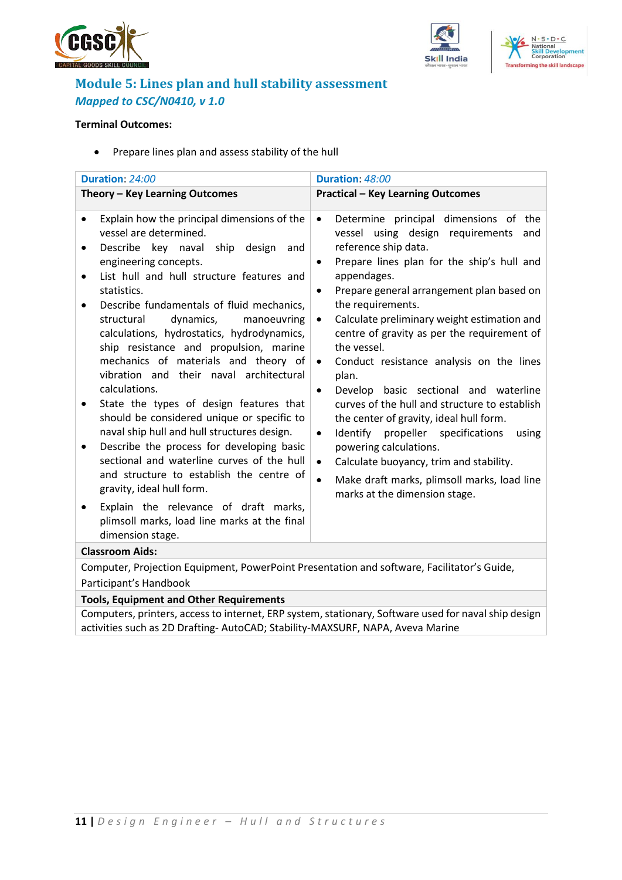## Module 5: Lines plan and hull stability assessment

*Mapped to CSC/N0410, v 1.0*

**Terminal Outcomes:**

- Prepare lines plan and assess stability of the hull

| **Duration**: *24:00* | **Duration**: *48:00* |
|---|---|
| **Theory – Key Learning Outcomes** | **Practical – Key Learning Outcomes** |
| • Explain how the principal dimensions of the vessel are determined.<br>• Describe key naval ship design and engineering concepts.<br>• List hull and hull structure features and statistics.<br>• Describe fundamentals of fluid mechanics, structural dynamics, manoeuvring calculations, hydrostatics, hydrodynamics, ship resistance and propulsion, marine mechanics of materials and theory of vibration and their naval architectural calculations.<br>• State the types of design features that should be considered unique or specific to naval ship hull and hull structures design.<br>• Describe the process for developing basic sectional and waterline curves of the hull and structure to establish the centre of gravity, ideal hull form.<br>• Explain the relevance of draft marks, plimsoll marks, load line marks at the final dimension stage. | • Determine principal dimensions of the vessel using design requirements and reference ship data.<br>• Prepare lines plan for the ship's hull and appendages.<br>• Prepare general arrangement plan based on the requirements.<br>• Calculate preliminary weight estimation and centre of gravity as per the requirement of the vessel.<br>• Conduct resistance analysis on the lines plan.<br>• Develop basic sectional and waterline curves of the hull and structure to establish the center of gravity, ideal hull form.<br>• Identify propeller specifications using powering calculations.<br>• Calculate buoyancy, trim and stability.<br>• Make draft marks, plimsoll marks, load line marks at the dimension stage. |
| **Classroom Aids:** | |
| Computer, Projection Equipment, PowerPoint Presentation and software, Facilitator's Guide, Participant's Handbook | |
| **Tools, Equipment and Other Requirements** | |
| Computers, printers, access to internet, ERP system, stationary, Software used for naval ship design activities such as 2D Drafting- AutoCAD; Stability-MAXSURF, NAPA, Aveva Marine | |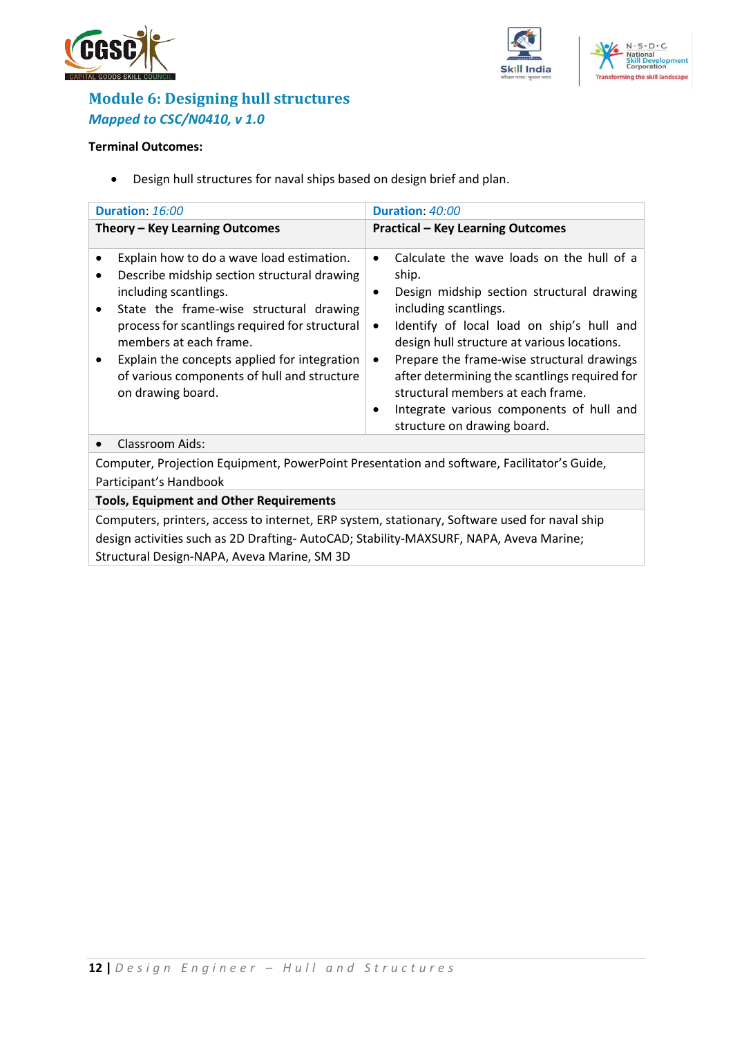## Module 6: Designing hull structures

*Mapped to CSC/N0410, v 1.0*

**Terminal Outcomes:**

- Design hull structures for naval ships based on design brief and plan.

| **Duration**: *16:00* | **Duration**: *40:00* |
|---|---|
| **Theory – Key Learning Outcomes** | **Practical – Key Learning Outcomes** |
| • Explain how to do a wave load estimation.<br>• Describe midship section structural drawing including scantlings.<br>• State the frame-wise structural drawing process for scantlings required for structural members at each frame.<br>• Explain the concepts applied for integration of various components of hull and structure on drawing board. | • Calculate the wave loads on the hull of a ship.<br>• Design midship section structural drawing including scantlings.<br>• Identify of local load on ship's hull and design hull structure at various locations.<br>• Prepare the frame-wise structural drawings after determining the scantlings required for structural members at each frame.<br>• Integrate various components of hull and structure on drawing board. |
| • Classroom Aids: | |
| Computer, Projection Equipment, PowerPoint Presentation and software, Facilitator's Guide, Participant's Handbook | |
| **Tools, Equipment and Other Requirements** | |
| Computers, printers, access to internet, ERP system, stationary, Software used for naval ship design activities such as 2D Drafting- AutoCAD; Stability-MAXSURF, NAPA, Aveva Marine; Structural Design-NAPA, Aveva Marine, SM 3D | |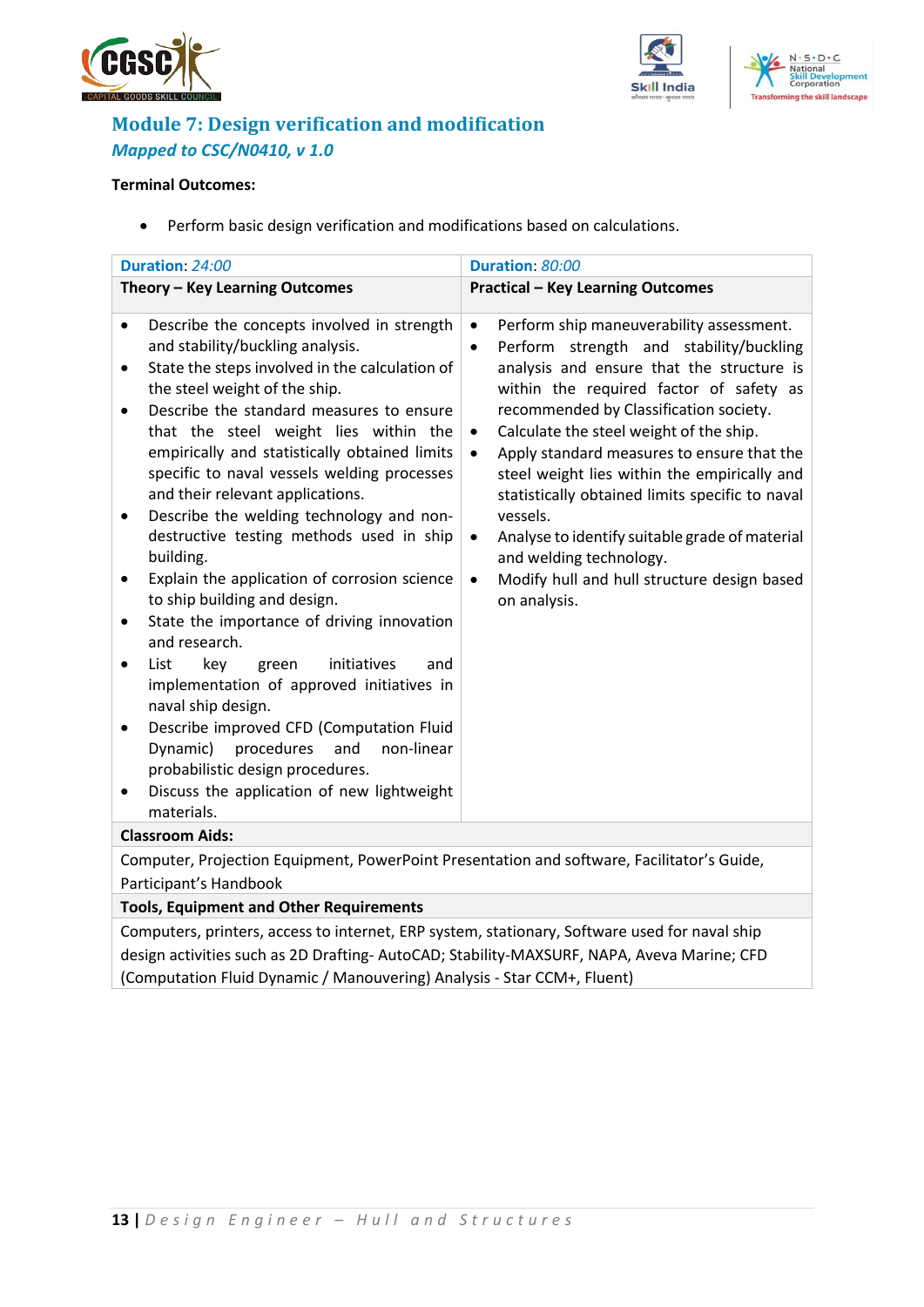## Module 7: Design verification and modification

*Mapped to CSC/N0410, v 1.0*

**Terminal Outcomes:**

- Perform basic design verification and modifications based on calculations.

| **Duration**: *24:00* | **Duration**: *80:00* |
|---|---|
| **Theory – Key Learning Outcomes** | **Practical – Key Learning Outcomes** |
| • Describe the concepts involved in strength and stability/buckling analysis.<br>• State the steps involved in the calculation of the steel weight of the ship.<br>• Describe the standard measures to ensure that the steel weight lies within the empirically and statistically obtained limits specific to naval vessels welding processes and their relevant applications.<br>• Describe the welding technology and non-destructive testing methods used in ship building.<br>• Explain the application of corrosion science to ship building and design.<br>• State the importance of driving innovation and research.<br>• List key green initiatives and implementation of approved initiatives in naval ship design.<br>• Describe improved CFD (Computation Fluid Dynamic) procedures and non-linear probabilistic design procedures.<br>• Discuss the application of new lightweight materials. | • Perform ship maneuverability assessment.<br>• Perform strength and stability/buckling analysis and ensure that the structure is within the required factor of safety as recommended by Classification society.<br>• Calculate the steel weight of the ship.<br>• Apply standard measures to ensure that the steel weight lies within the empirically and statistically obtained limits specific to naval vessels.<br>• Analyse to identify suitable grade of material and welding technology.<br>• Modify hull and hull structure design based on analysis. |
| **Classroom Aids:** | |
| Computer, Projection Equipment, PowerPoint Presentation and software, Facilitator's Guide, Participant's Handbook | |
| **Tools, Equipment and Other Requirements** | |
| Computers, printers, access to internet, ERP system, stationary, Software used for naval ship design activities such as 2D Drafting- AutoCAD; Stability-MAXSURF, NAPA, Aveva Marine; CFD (Computation Fluid Dynamic / Manouvering) Analysis - Star CCM+, Fluent) | |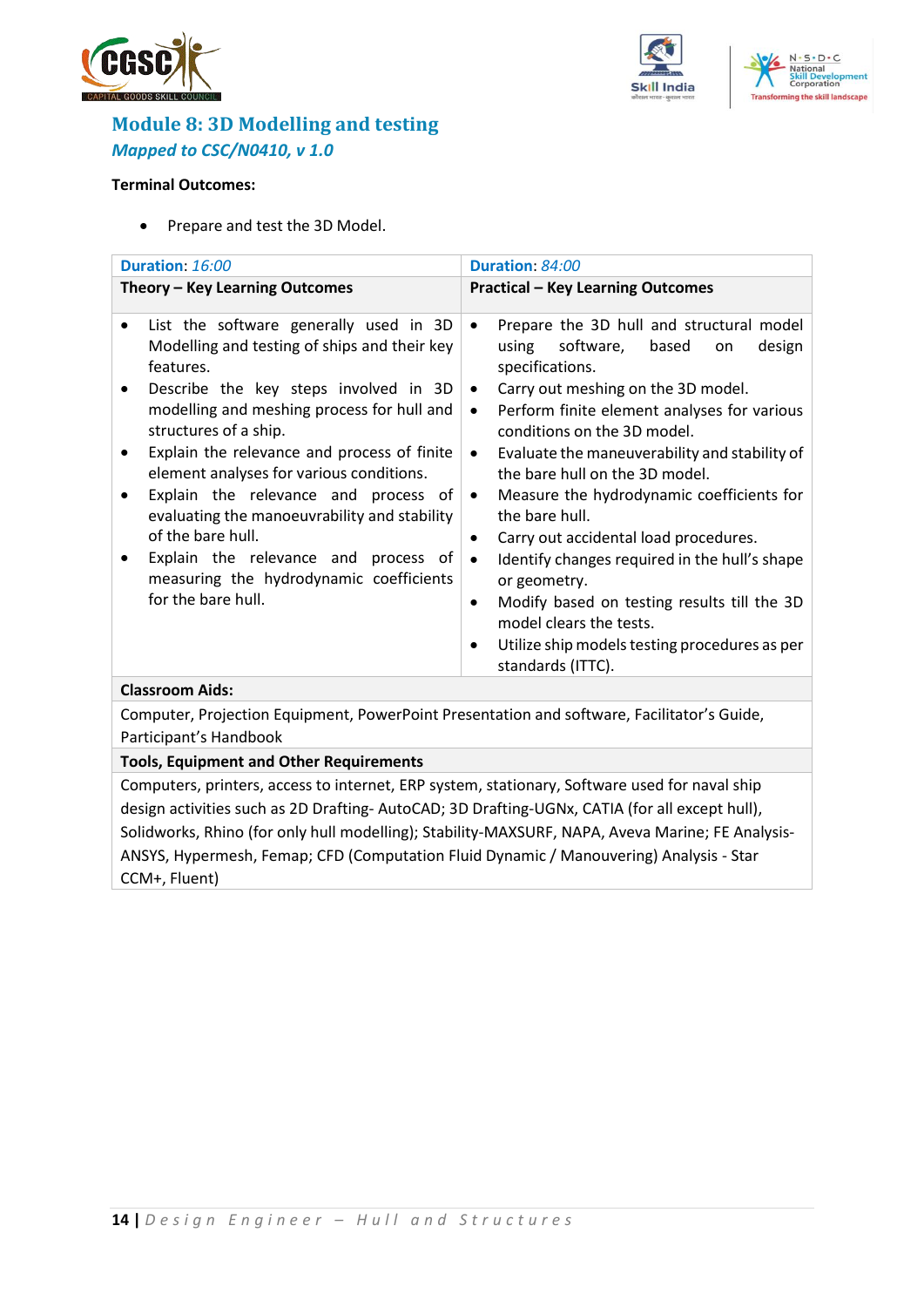## Module 8: 3D Modelling and testing

*Mapped to CSC/N0410, v 1.0*

**Terminal Outcomes:**

- Prepare and test the 3D Model.

| **Duration**: *16:00* | **Duration**: *84:00* |
|---|---|
| **Theory – Key Learning Outcomes** | **Practical – Key Learning Outcomes** |
| • List the software generally used in 3D Modelling and testing of ships and their key features.<br>• Describe the key steps involved in 3D modelling and meshing process for hull and structures of a ship.<br>• Explain the relevance and process of finite element analyses for various conditions.<br>• Explain the relevance and process of evaluating the manoeuvrability and stability of the bare hull.<br>• Explain the relevance and process of measuring the hydrodynamic coefficients for the bare hull. | • Prepare the 3D hull and structural model using software, based on design specifications.<br>• Carry out meshing on the 3D model.<br>• Perform finite element analyses for various conditions on the 3D model.<br>• Evaluate the maneuverability and stability of the bare hull on the 3D model.<br>• Measure the hydrodynamic coefficients for the bare hull.<br>• Carry out accidental load procedures.<br>• Identify changes required in the hull's shape or geometry.<br>• Modify based on testing results till the 3D model clears the tests.<br>• Utilize ship models testing procedures as per standards (ITTC). |
| **Classroom Aids:** | |
| Computer, Projection Equipment, PowerPoint Presentation and software, Facilitator's Guide, Participant's Handbook | |
| **Tools, Equipment and Other Requirements** | |
| Computers, printers, access to internet, ERP system, stationary, Software used for naval ship design activities such as 2D Drafting- AutoCAD; 3D Drafting-UGNx, CATIA (for all except hull), Solidworks, Rhino (for only hull modelling); Stability-MAXSURF, NAPA, Aveva Marine; FE Analysis-ANSYS, Hypermesh, Femap; CFD (Computation Fluid Dynamic / Manouvering) Analysis - Star CCM+, Fluent) | |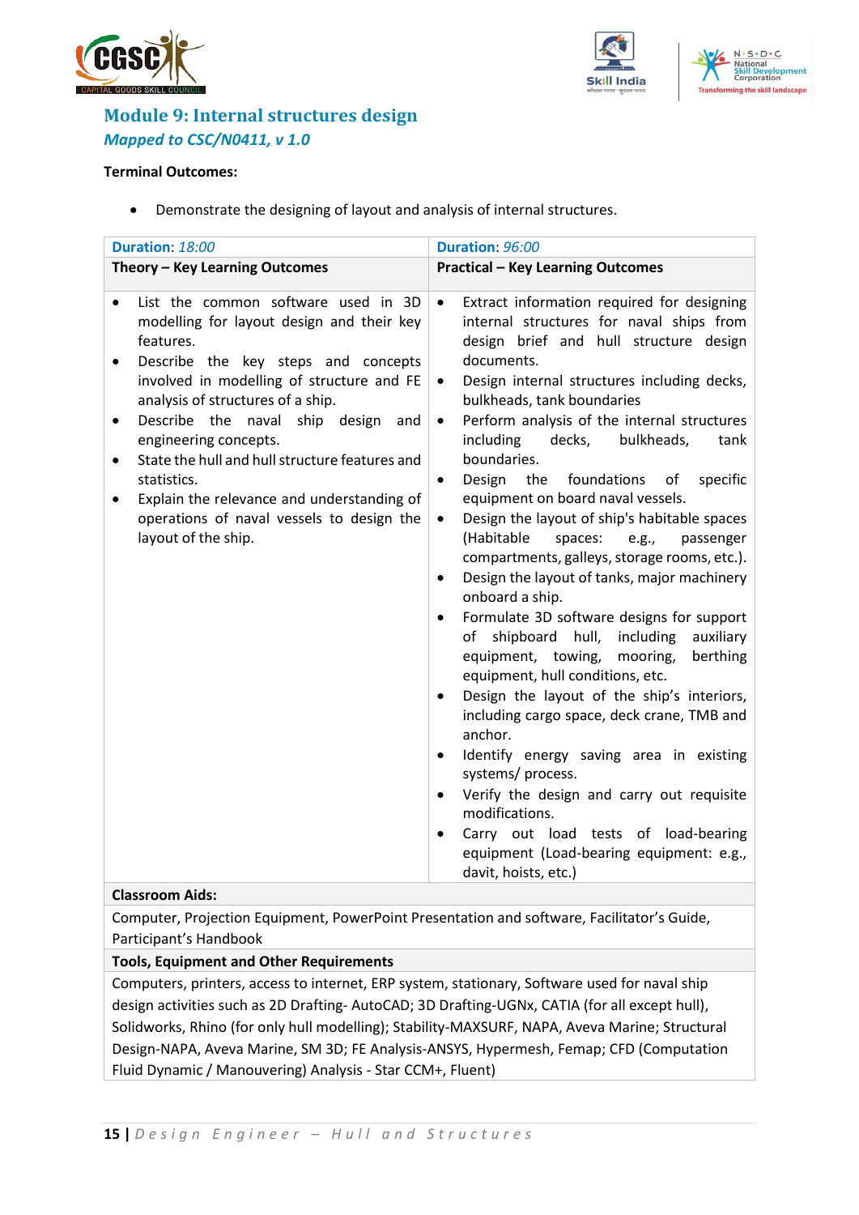## Module 9: Internal structures design

*Mapped to CSC/N0411, v 1.0*

**Terminal Outcomes:**

- Demonstrate the designing of layout and analysis of internal structures.

| **Duration**: *18:00* | **Duration**: *96:00* |
|---|---|
| **Theory – Key Learning Outcomes** | **Practical – Key Learning Outcomes** |
| • List the common software used in 3D modelling for layout design and their key features.<br>• Describe the key steps and concepts involved in modelling of structure and FE analysis of structures of a ship.<br>• Describe the naval ship design and engineering concepts.<br>• State the hull and hull structure features and statistics.<br>• Explain the relevance and understanding of operations of naval vessels to design the layout of the ship. | • Extract information required for designing internal structures for naval ships from design brief and hull structure design documents.<br>• Design internal structures including decks, bulkheads, tank boundaries<br>• Perform analysis of the internal structures including decks, bulkheads, tank boundaries.<br>• Design the foundations of specific equipment on board naval vessels.<br>• Design the layout of ship's habitable spaces (Habitable spaces: e.g., passenger compartments, galleys, storage rooms, etc.).<br>• Design the layout of tanks, major machinery onboard a ship.<br>• Formulate 3D software designs for support of shipboard hull, including auxiliary equipment, towing, mooring, berthing equipment, hull conditions, etc.<br>• Design the layout of the ship's interiors, including cargo space, deck crane, TMB and anchor.<br>• Identify energy saving area in existing systems/ process.<br>• Verify the design and carry out requisite modifications.<br>• Carry out load tests of load-bearing equipment (Load-bearing equipment: e.g., davit, hoists, etc.) |
| **Classroom Aids:** | |
| Computer, Projection Equipment, PowerPoint Presentation and software, Facilitator's Guide, Participant's Handbook | |
| **Tools, Equipment and Other Requirements** | |
| Computers, printers, access to internet, ERP system, stationary, Software used for naval ship design activities such as 2D Drafting- AutoCAD; 3D Drafting-UGNx, CATIA (for all except hull), Solidworks, Rhino (for only hull modelling); Stability-MAXSURF, NAPA, Aveva Marine; Structural Design-NAPA, Aveva Marine, SM 3D; FE Analysis-ANSYS, Hypermesh, Femap; CFD (Computation Fluid Dynamic / Manouvering) Analysis - Star CCM+, Fluent) | |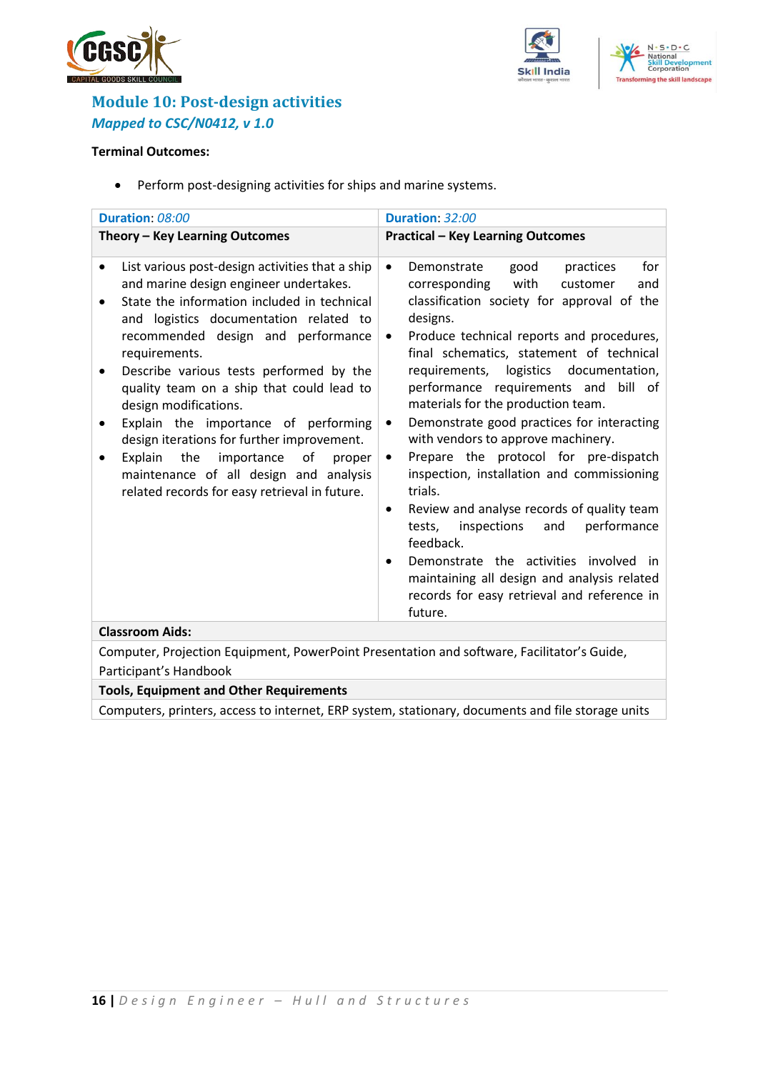## Module 10: Post-design activities

*Mapped to CSC/N0412, v 1.0*

**Terminal Outcomes:**

- Perform post-designing activities for ships and marine systems.

| **Duration**: *08:00* | **Duration**: *32:00* |
|---|---|
| **Theory – Key Learning Outcomes** | **Practical – Key Learning Outcomes** |
| • List various post-design activities that a ship and marine design engineer undertakes.<br>• State the information included in technical and logistics documentation related to recommended design and performance requirements.<br>• Describe various tests performed by the quality team on a ship that could lead to design modifications.<br>• Explain the importance of performing design iterations for further improvement.<br>• Explain the importance of proper maintenance of all design and analysis related records for easy retrieval in future. | • Demonstrate good practices for corresponding with customer and classification society for approval of the designs.<br>• Produce technical reports and procedures, final schematics, statement of technical requirements, logistics documentation, performance requirements and bill of materials for the production team.<br>• Demonstrate good practices for interacting with vendors to approve machinery.<br>• Prepare the protocol for pre-dispatch inspection, installation and commissioning trials.<br>• Review and analyse records of quality team tests, inspections and performance feedback.<br>• Demonstrate the activities involved in maintaining all design and analysis related records for easy retrieval and reference in future. |
| **Classroom Aids:** | |
| Computer, Projection Equipment, PowerPoint Presentation and software, Facilitator's Guide, Participant's Handbook | |
| **Tools, Equipment and Other Requirements** | |
| Computers, printers, access to internet, ERP system, stationary, documents and file storage units | |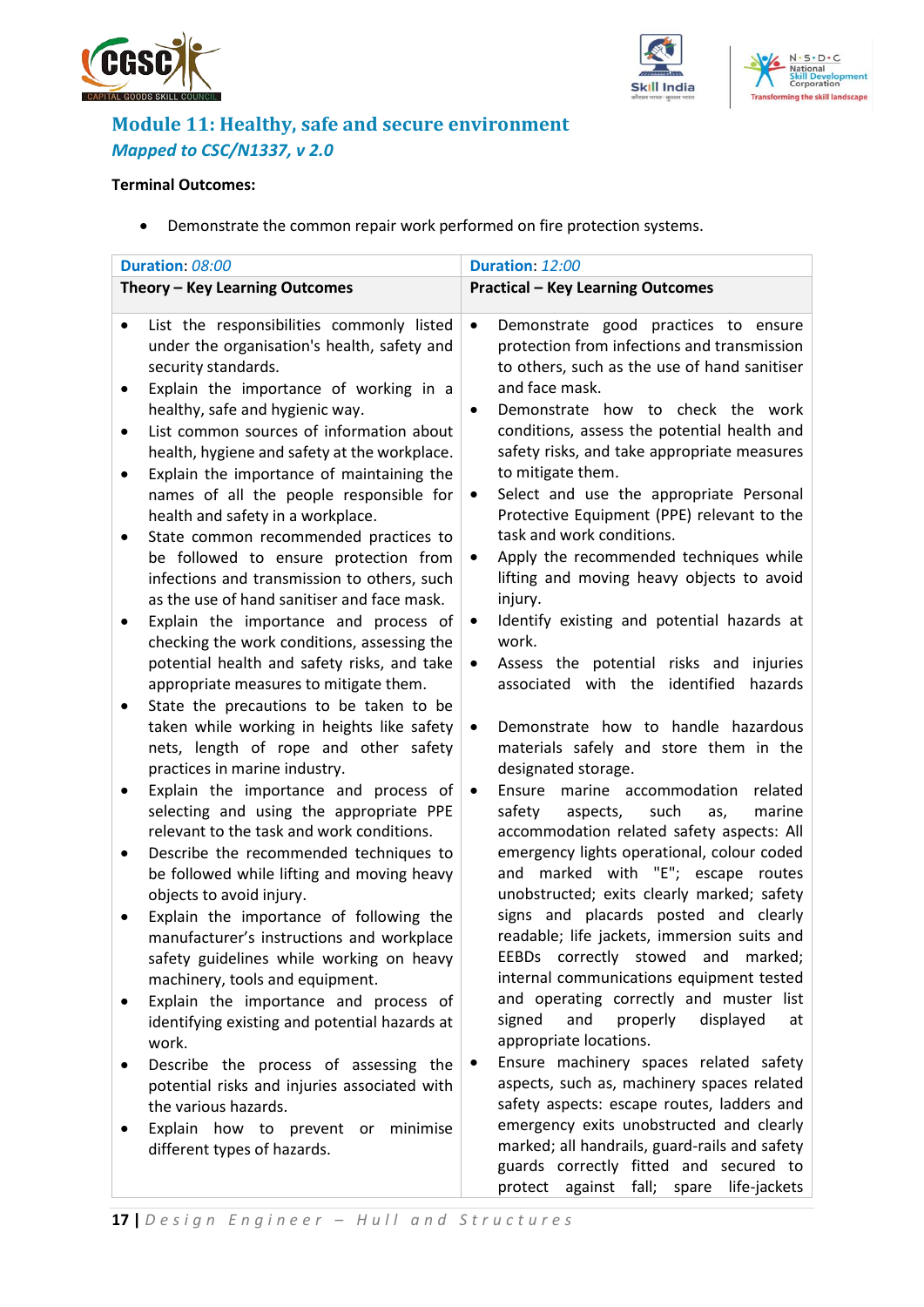## Module 11: Healthy, safe and secure environment

*Mapped to CSC/N1337, v 2.0*

**Terminal Outcomes:**

- Demonstrate the common repair work performed on fire protection systems.

| **Duration**: *08:00* | **Duration**: *12:00* |
|---|---|
| **Theory – Key Learning Outcomes** | **Practical – Key Learning Outcomes** |
| • List the responsibilities commonly listed under the organisation's health, safety and security standards.<br>• Explain the importance of working in a healthy, safe and hygienic way.<br>• List common sources of information about health, hygiene and safety at the workplace.<br>• Explain the importance of maintaining the names of all the people responsible for health and safety in a workplace.<br>• State common recommended practices to be followed to ensure protection from infections and transmission to others, such as the use of hand sanitiser and face mask.<br>• Explain the importance and process of checking the work conditions, assessing the potential health and safety risks, and take appropriate measures to mitigate them.<br>• State the precautions to be taken to be taken while working in heights like safety nets, length of rope and other safety practices in marine industry.<br>• Explain the importance and process of selecting and using the appropriate PPE relevant to the task and work conditions.<br>• Describe the recommended techniques to be followed while lifting and moving heavy objects to avoid injury.<br>• Explain the importance of following the manufacturer's instructions and workplace safety guidelines while working on heavy machinery, tools and equipment.<br>• Explain the importance and process of identifying existing and potential hazards at work.<br>• Describe the process of assessing the potential risks and injuries associated with the various hazards.<br>• Explain how to prevent or minimise different types of hazards. | • Demonstrate good practices to ensure protection from infections and transmission to others, such as the use of hand sanitiser and face mask.<br>• Demonstrate how to check the work conditions, assess the potential health and safety risks, and take appropriate measures to mitigate them.<br>• Select and use the appropriate Personal Protective Equipment (PPE) relevant to the task and work conditions.<br>• Apply the recommended techniques while lifting and moving heavy objects to avoid injury.<br>• Identify existing and potential hazards at work.<br>• Assess the potential risks and injuries associated with the identified hazards<br>• Demonstrate how to handle hazardous materials safely and store them in the designated storage.<br>• Ensure marine accommodation related safety aspects, such as, marine accommodation related safety aspects: All emergency lights operational, colour coded and marked with "E"; escape routes unobstructed; exits clearly marked; safety signs and placards posted and clearly readable; life jackets, immersion suits and EEBDs correctly stowed and marked; internal communications equipment tested and operating correctly and muster list signed and properly displayed at appropriate locations.<br>• Ensure machinery spaces related safety aspects, such as, machinery spaces related safety aspects: escape routes, ladders and emergency exits unobstructed and clearly marked; all handrails, guard-rails and safety guards correctly fitted and secured to protect against fall; spare life-jackets |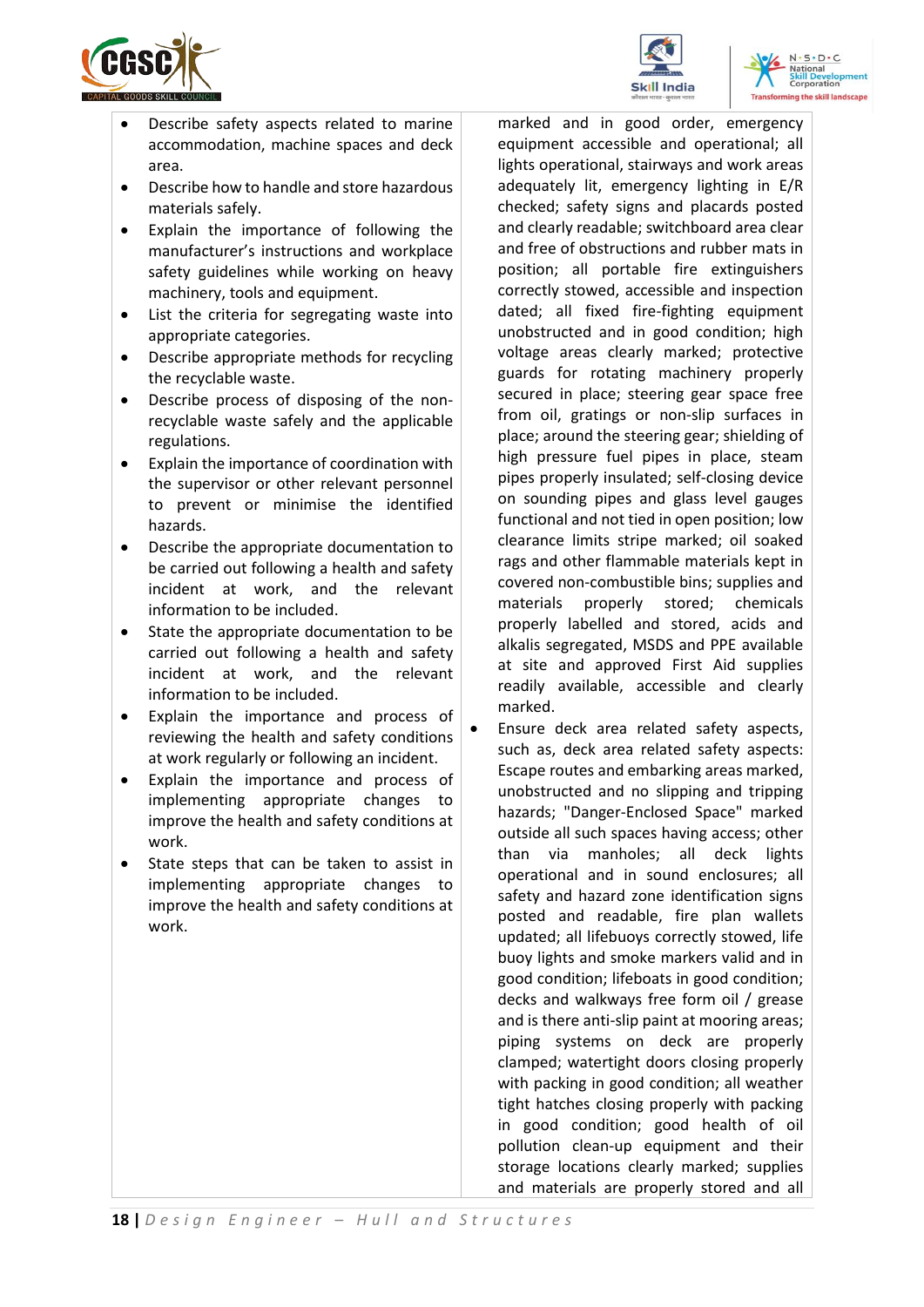| | |
|---|---|
| • Describe safety aspects related to marine accommodation, machine spaces and deck area.<br>• Describe how to handle and store hazardous materials safely.<br>• Explain the importance of following the manufacturer's instructions and workplace safety guidelines while working on heavy machinery, tools and equipment.<br>• List the criteria for segregating waste into appropriate categories.<br>• Describe appropriate methods for recycling the recyclable waste.<br>• Describe process of disposing of the non-recyclable waste safely and the applicable regulations.<br>• Explain the importance of coordination with the supervisor or other relevant personnel to prevent or minimise the identified hazards.<br>• Describe the appropriate documentation to be carried out following a health and safety incident at work, and the relevant information to be included.<br>• State the appropriate documentation to be carried out following a health and safety incident at work, and the relevant information to be included.<br>• Explain the importance and process of reviewing the health and safety conditions at work regularly or following an incident.<br>• Explain the importance and process of implementing appropriate changes to improve the health and safety conditions at work.<br>• State steps that can be taken to assist in implementing appropriate changes to improve the health and safety conditions at work. | marked and in good order, emergency equipment accessible and operational; all lights operational, stairways and work areas adequately lit, emergency lighting in E/R checked; safety signs and placards posted and clearly readable; switchboard area clear and free of obstructions and rubber mats in position; all portable fire extinguishers correctly stowed, accessible and inspection dated; all fixed fire-fighting equipment unobstructed and in good condition; high voltage areas clearly marked; protective guards for rotating machinery properly secured in place; steering gear space free from oil, gratings or non-slip surfaces in place; around the steering gear; shielding of high pressure fuel pipes in place, steam pipes properly insulated; self-closing device on sounding pipes and glass level gauges functional and not tied in open position; low clearance limits stripe marked; oil soaked rags and other flammable materials kept in covered non-combustible bins; supplies and materials properly stored; chemicals properly labelled and stored, acids and alkalis segregated, MSDS and PPE available at site and approved First Aid supplies readily available, accessible and clearly marked.<br>• Ensure deck area related safety aspects, such as, deck area related safety aspects: Escape routes and embarking areas marked, unobstructed and no slipping and tripping hazards; "Danger-Enclosed Space" marked outside all such spaces having access; other than via manholes; all deck lights operational and in sound enclosures; all safety and hazard zone identification signs posted and readable, fire plan wallets updated; all lifebuoys correctly stowed, life buoy lights and smoke markers valid and in good condition; lifeboats in good condition; decks and walkways free form oil / grease and is there anti-slip paint at mooring areas; piping systems on deck are properly clamped; watertight doors closing properly with packing in good condition; all weather tight hatches closing properly with packing in good condition; good health of oil pollution clean-up equipment and their storage locations clearly marked; supplies and materials are properly stored and all |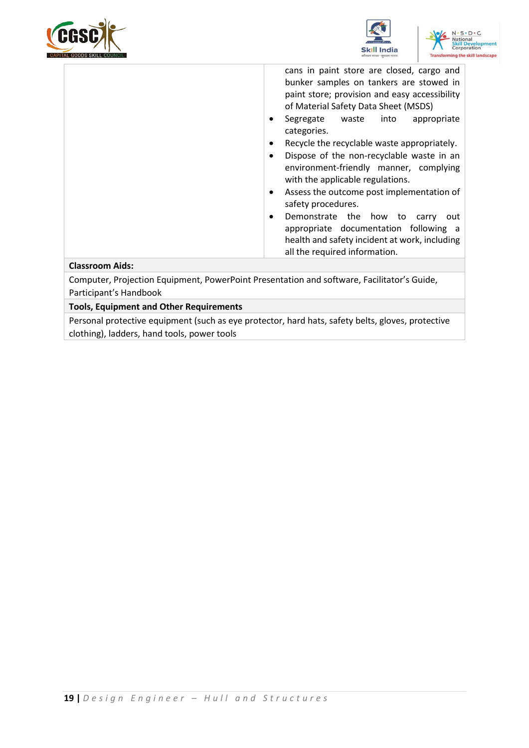| | |
|---|---|
| | cans in paint store are closed, cargo and bunker samples on tankers are stowed in paint store; provision and easy accessibility of Material Safety Data Sheet (MSDS)<br>• Segregate waste into appropriate categories.<br>• Recycle the recyclable waste appropriately.<br>• Dispose of the non-recyclable waste in an environment-friendly manner, complying with the applicable regulations.<br>• Assess the outcome post implementation of safety procedures.<br>• Demonstrate the how to carry out appropriate documentation following a health and safety incident at work, including all the required information. |
| **Classroom Aids:** | |
| Computer, Projection Equipment, PowerPoint Presentation and software, Facilitator's Guide, Participant's Handbook | |
| **Tools, Equipment and Other Requirements** | |
| Personal protective equipment (such as eye protector, hard hats, safety belts, gloves, protective clothing), ladders, hand tools, power tools | |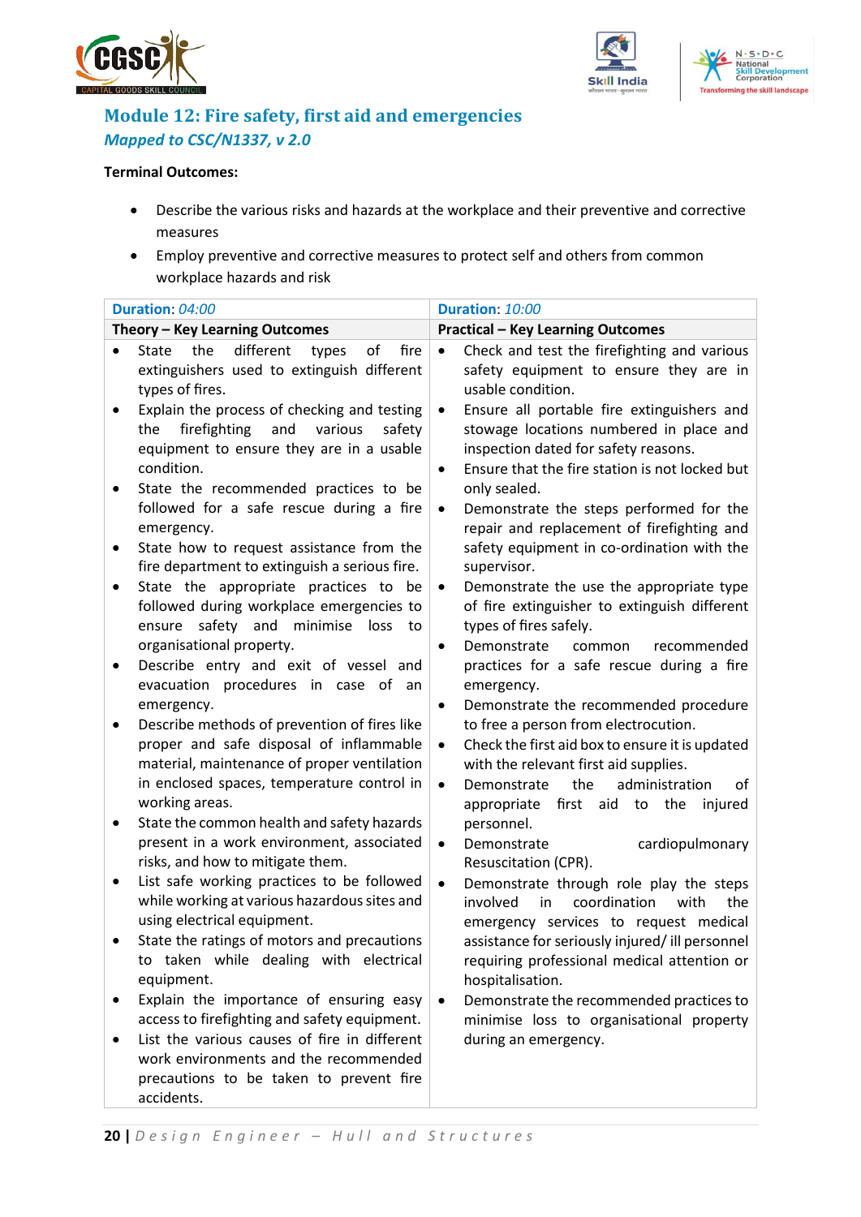## Module 12: Fire safety, first aid and emergencies

***Mapped to CSC/N1337, v 2.0***

**Terminal Outcomes:**

- Describe the various risks and hazards at the workplace and their preventive and corrective measures
- Employ preventive and corrective measures to protect self and others from common workplace hazards and risk

| **Duration**: *04:00* | **Duration**: *10:00* |
|---|---|
| **Theory – Key Learning Outcomes** | **Practical – Key Learning Outcomes** |
| • State the different types of fire extinguishers used to extinguish different types of fires.<br>• Explain the process of checking and testing the firefighting and various safety equipment to ensure they are in a usable condition.<br>• State the recommended practices to be followed for a safe rescue during a fire emergency.<br>• State how to request assistance from the fire department to extinguish a serious fire.<br>• State the appropriate practices to be followed during workplace emergencies to ensure safety and minimise loss to organisational property.<br>• Describe entry and exit of vessel and evacuation procedures in case of an emergency.<br>• Describe methods of prevention of fires like proper and safe disposal of inflammable material, maintenance of proper ventilation in enclosed spaces, temperature control in working areas.<br>• State the common health and safety hazards present in a work environment, associated risks, and how to mitigate them.<br>• List safe working practices to be followed while working at various hazardous sites and using electrical equipment.<br>• State the ratings of motors and precautions to taken while dealing with electrical equipment.<br>• Explain the importance of ensuring easy access to firefighting and safety equipment.<br>• List the various causes of fire in different work environments and the recommended precautions to be taken to prevent fire accidents. | • Check and test the firefighting and various safety equipment to ensure they are in usable condition.<br>• Ensure all portable fire extinguishers and stowage locations numbered in place and inspection dated for safety reasons.<br>• Ensure that the fire station is not locked but only sealed.<br>• Demonstrate the steps performed for the repair and replacement of firefighting and safety equipment in co-ordination with the supervisor.<br>• Demonstrate the use the appropriate type of fire extinguisher to extinguish different types of fires safely.<br>• Demonstrate common recommended practices for a safe rescue during a fire emergency.<br>• Demonstrate the recommended procedure to free a person from electrocution.<br>• Check the first aid box to ensure it is updated with the relevant first aid supplies.<br>• Demonstrate the administration of appropriate first aid to the injured personnel.<br>• Demonstrate cardiopulmonary Resuscitation (CPR).<br>• Demonstrate through role play the steps involved in coordination with the emergency services to request medical assistance for seriously injured/ ill personnel requiring professional medical attention or hospitalisation.<br>• Demonstrate the recommended practices to minimise loss to organisational property during an emergency. |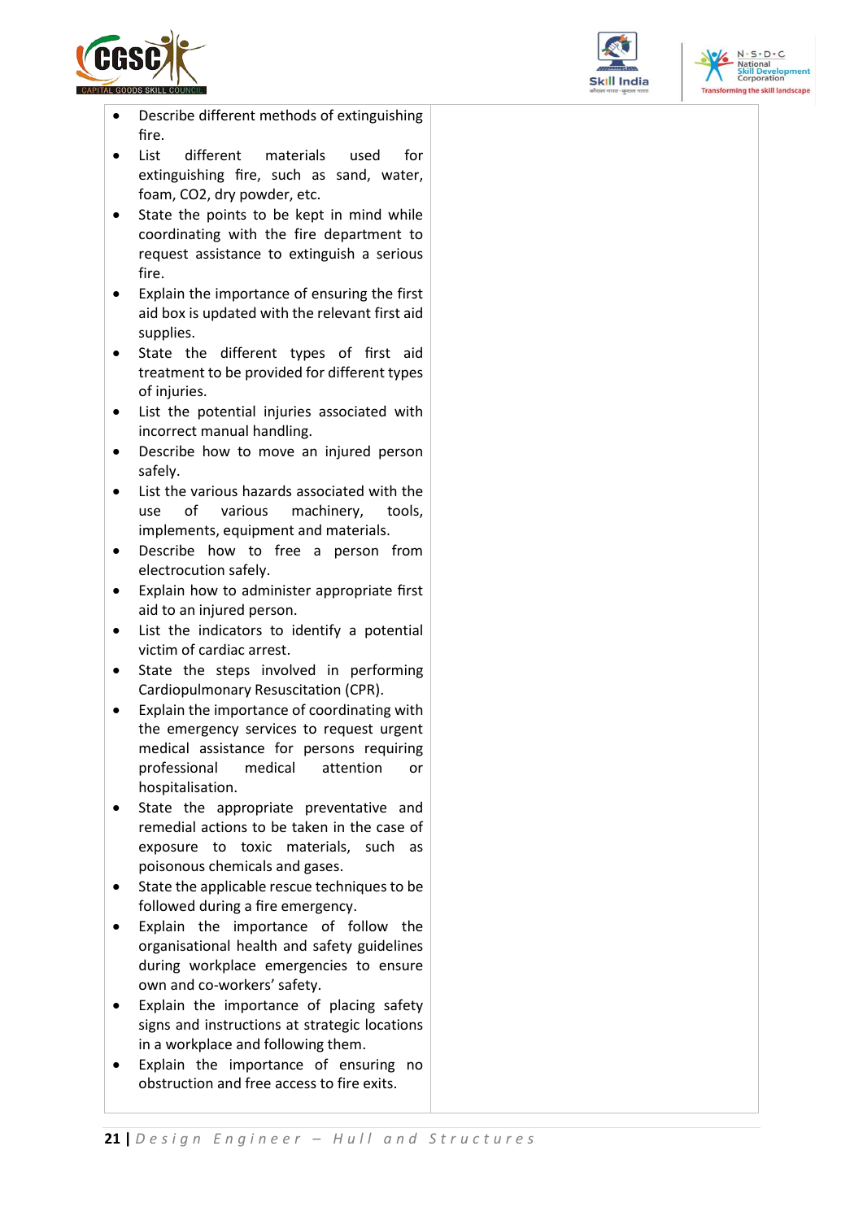| | |
|---|---|
| • Describe different methods of extinguishing fire.<br>• List different materials used for extinguishing fire, such as sand, water, foam, CO2, dry powder, etc.<br>• State the points to be kept in mind while coordinating with the fire department to request assistance to extinguish a serious fire.<br>• Explain the importance of ensuring the first aid box is updated with the relevant first aid supplies.<br>• State the different types of first aid treatment to be provided for different types of injuries.<br>• List the potential injuries associated with incorrect manual handling.<br>• Describe how to move an injured person safely.<br>• List the various hazards associated with the use of various machinery, tools, implements, equipment and materials.<br>• Describe how to free a person from electrocution safely.<br>• Explain how to administer appropriate first aid to an injured person.<br>• List the indicators to identify a potential victim of cardiac arrest.<br>• State the steps involved in performing Cardiopulmonary Resuscitation (CPR).<br>• Explain the importance of coordinating with the emergency services to request urgent medical assistance for persons requiring professional medical attention or hospitalisation.<br>• State the appropriate preventative and remedial actions to be taken in the case of exposure to toxic materials, such as poisonous chemicals and gases.<br>• State the applicable rescue techniques to be followed during a fire emergency.<br>• Explain the importance of follow the organisational health and safety guidelines during workplace emergencies to ensure own and co-workers' safety.<br>• Explain the importance of placing safety signs and instructions at strategic locations in a workplace and following them.<br>• Explain the importance of ensuring no obstruction and free access to fire exits. | |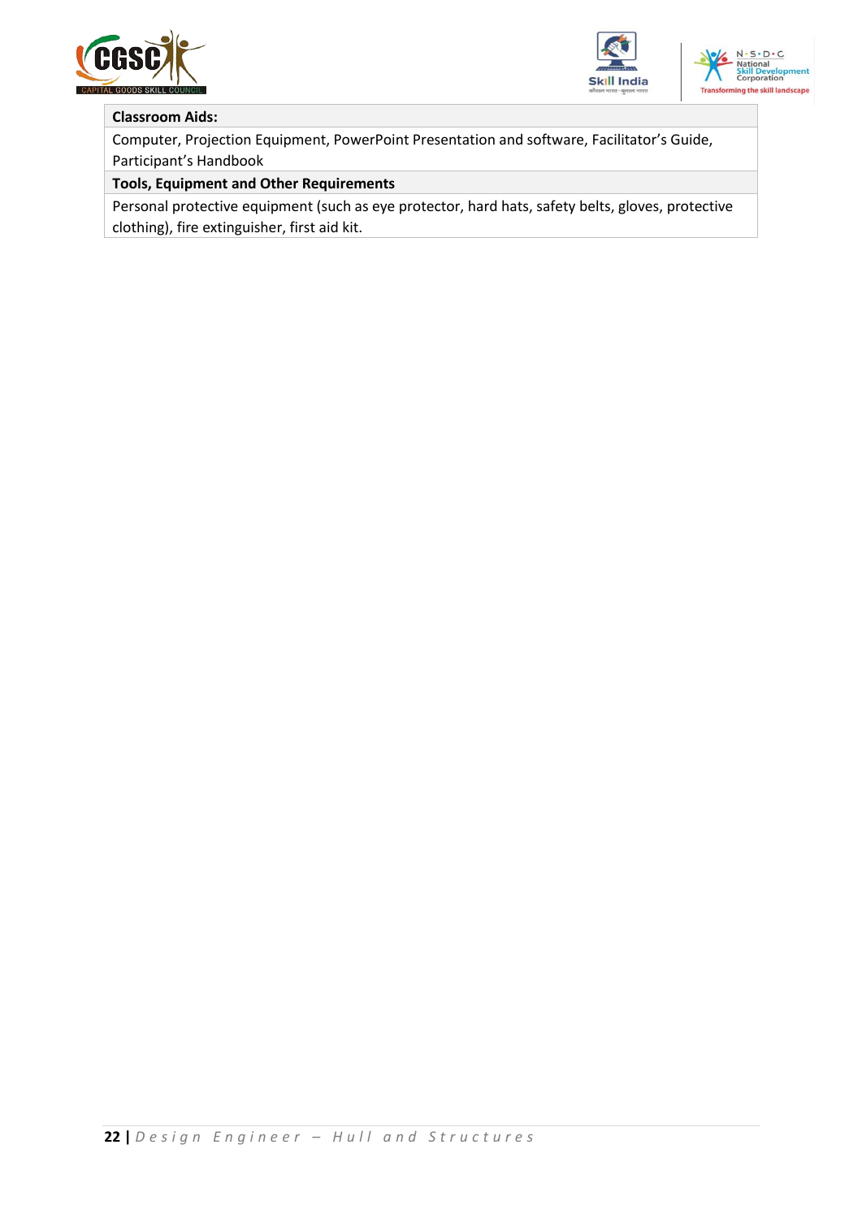| Classroom Aids: |
| --- |
| Computer, Projection Equipment, PowerPoint Presentation and software, Facilitator's Guide, Participant's Handbook |
| **Tools, Equipment and Other Requirements** |
| Personal protective equipment (such as eye protector, hard hats, safety belts, gloves, protective clothing), fire extinguisher, first aid kit. |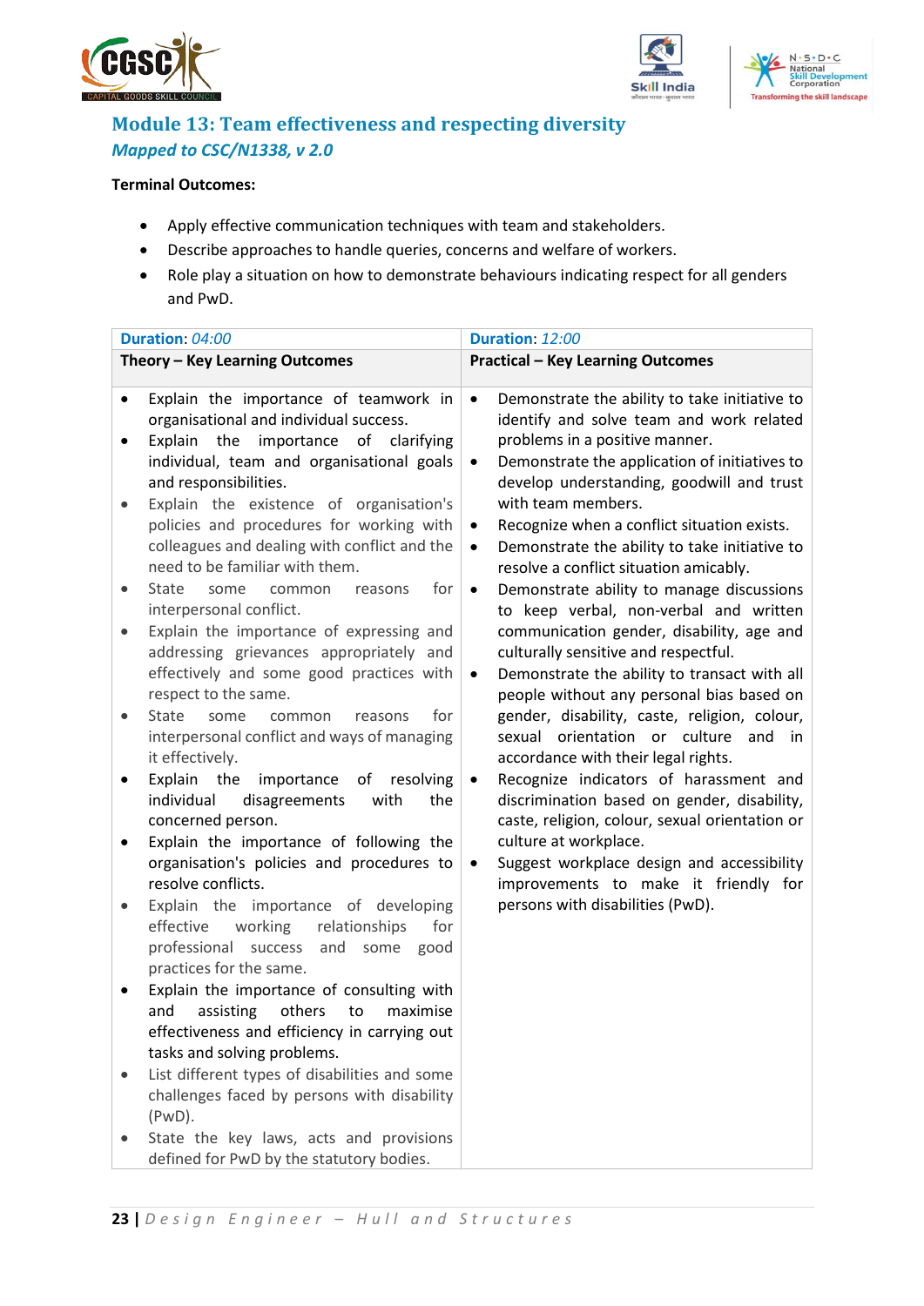## Module 13: Team effectiveness and respecting diversity

*Mapped to CSC/N1338, v 2.0*

**Terminal Outcomes:**

- Apply effective communication techniques with team and stakeholders.
- Describe approaches to handle queries, concerns and welfare of workers.
- Role play a situation on how to demonstrate behaviours indicating respect for all genders and PwD.

| Duration: *04:00* | Duration: *12:00* |
|---|---|
| **Theory – Key Learning Outcomes** | **Practical – Key Learning Outcomes** |
| • Explain the importance of teamwork in organisational and individual success.<br>• Explain the importance of clarifying individual, team and organisational goals and responsibilities.<br>• Explain the existence of organisation's policies and procedures for working with colleagues and dealing with conflict and the need to be familiar with them.<br>• State some common reasons for interpersonal conflict.<br>• Explain the importance of expressing and addressing grievances appropriately and effectively and some good practices with respect to the same.<br>• State some common reasons for interpersonal conflict and ways of managing it effectively.<br>• Explain the importance of resolving individual disagreements with the concerned person.<br>• Explain the importance of following the organisation's policies and procedures to resolve conflicts.<br>• Explain the importance of developing effective working relationships for professional success and some good practices for the same.<br>• Explain the importance of consulting with and assisting others to maximise effectiveness and efficiency in carrying out tasks and solving problems.<br>• List different types of disabilities and some challenges faced by persons with disability (PwD).<br>• State the key laws, acts and provisions defined for PwD by the statutory bodies. | • Demonstrate the ability to take initiative to identify and solve team and work related problems in a positive manner.<br>• Demonstrate the application of initiatives to develop understanding, goodwill and trust with team members.<br>• Recognize when a conflict situation exists.<br>• Demonstrate the ability to take initiative to resolve a conflict situation amicably.<br>• Demonstrate ability to manage discussions to keep verbal, non-verbal and written communication gender, disability, age and culturally sensitive and respectful.<br>• Demonstrate the ability to transact with all people without any personal bias based on gender, disability, caste, religion, colour, sexual orientation or culture and in accordance with their legal rights.<br>• Recognize indicators of harassment and discrimination based on gender, disability, caste, religion, colour, sexual orientation or culture at workplace.<br>• Suggest workplace design and accessibility improvements to make it friendly for persons with disabilities (PwD). |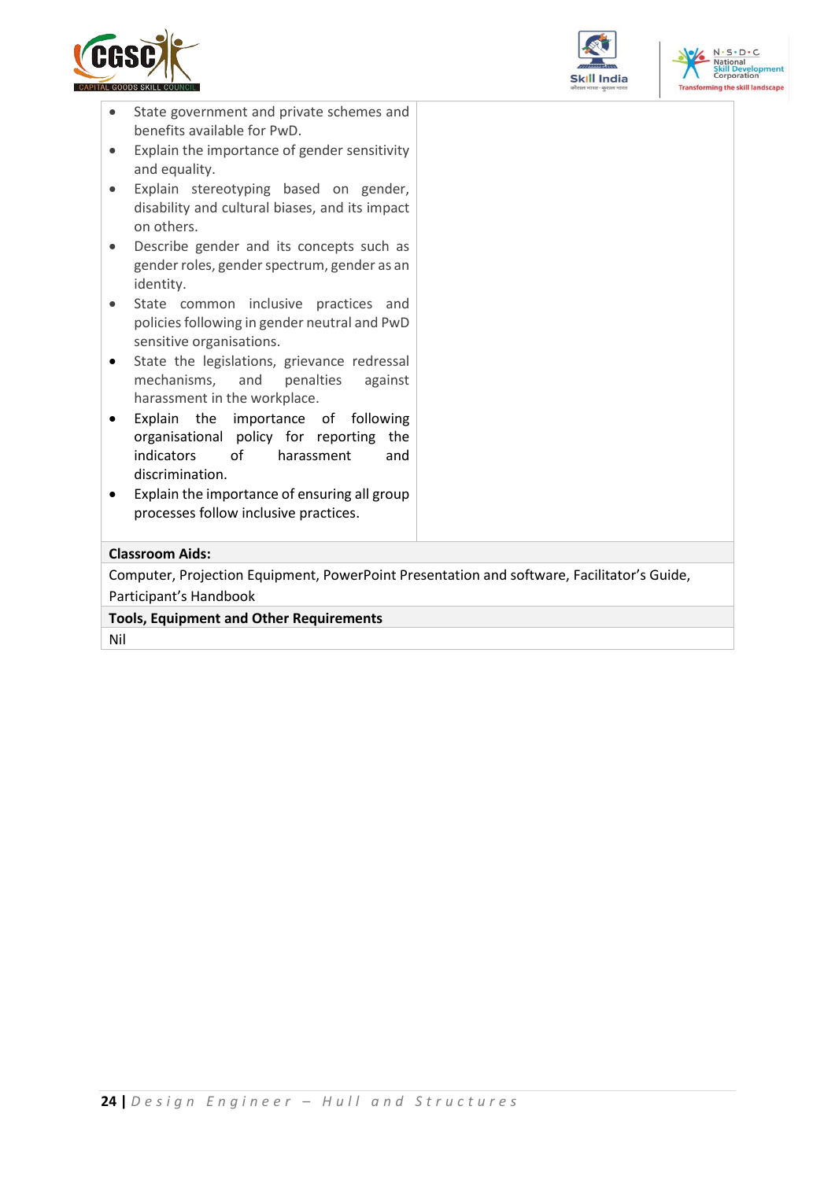| | |
|---|---|
| • State government and private schemes and benefits available for PwD.<br>• Explain the importance of gender sensitivity and equality.<br>• Explain stereotyping based on gender, disability and cultural biases, and its impact on others.<br>• Describe gender and its concepts such as gender roles, gender spectrum, gender as an identity.<br>• State common inclusive practices and policies following in gender neutral and PwD sensitive organisations.<br>• State the legislations, grievance redressal mechanisms, and penalties against harassment in the workplace.<br>• Explain the importance of following organisational policy for reporting the indicators of harassment and discrimination.<br>• Explain the importance of ensuring all group processes follow inclusive practices. | |
| **Classroom Aids:** | |
| Computer, Projection Equipment, PowerPoint Presentation and software, Facilitator's Guide, Participant's Handbook | |
| **Tools, Equipment and Other Requirements** | |
| Nil | |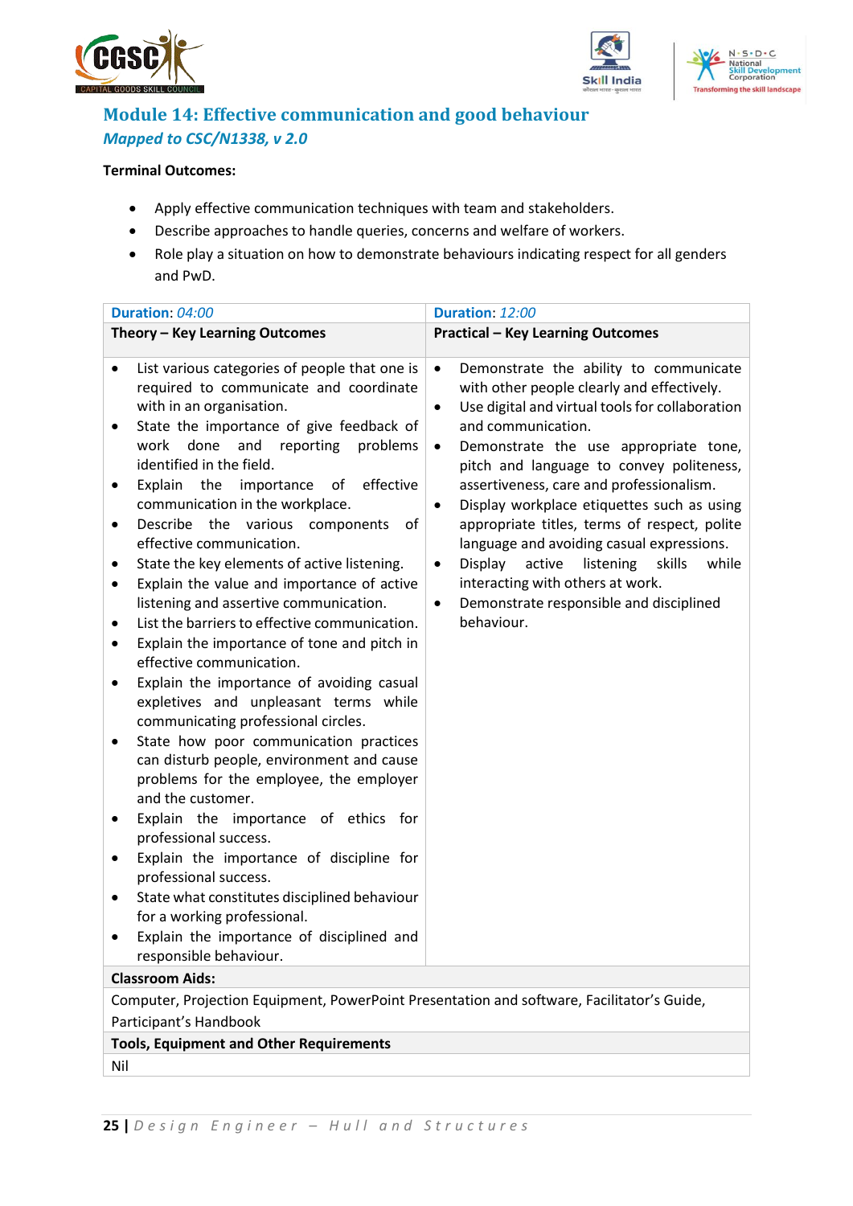## Module 14: Effective communication and good behaviour

*Mapped to CSC/N1338, v 2.0*

**Terminal Outcomes:**

- Apply effective communication techniques with team and stakeholders.
- Describe approaches to handle queries, concerns and welfare of workers.
- Role play a situation on how to demonstrate behaviours indicating respect for all genders and PwD.

| Duration: *04:00* | Duration: *12:00* |
|---|---|
| **Theory – Key Learning Outcomes** | **Practical – Key Learning Outcomes** |
| • List various categories of people that one is required to communicate and coordinate with in an organisation.<br>• State the importance of give feedback of work done and reporting problems identified in the field.<br>• Explain the importance of effective communication in the workplace.<br>• Describe the various components of effective communication.<br>• State the key elements of active listening.<br>• Explain the value and importance of active listening and assertive communication.<br>• List the barriers to effective communication.<br>• Explain the importance of tone and pitch in effective communication.<br>• Explain the importance of avoiding casual expletives and unpleasant terms while communicating professional circles.<br>• State how poor communication practices can disturb people, environment and cause problems for the employee, the employer and the customer.<br>• Explain the importance of ethics for professional success.<br>• Explain the importance of discipline for professional success.<br>• State what constitutes disciplined behaviour for a working professional.<br>• Explain the importance of disciplined and responsible behaviour. | • Demonstrate the ability to communicate with other people clearly and effectively.<br>• Use digital and virtual tools for collaboration and communication.<br>• Demonstrate the use appropriate tone, pitch and language to convey politeness, assertiveness, care and professionalism.<br>• Display workplace etiquettes such as using appropriate titles, terms of respect, polite language and avoiding casual expressions.<br>• Display active listening skills while interacting with others at work.<br>• Demonstrate responsible and disciplined behaviour. |
| **Classroom Aids:** | |
| Computer, Projection Equipment, PowerPoint Presentation and software, Facilitator's Guide, Participant's Handbook | |
| **Tools, Equipment and Other Requirements** | |
| Nil | |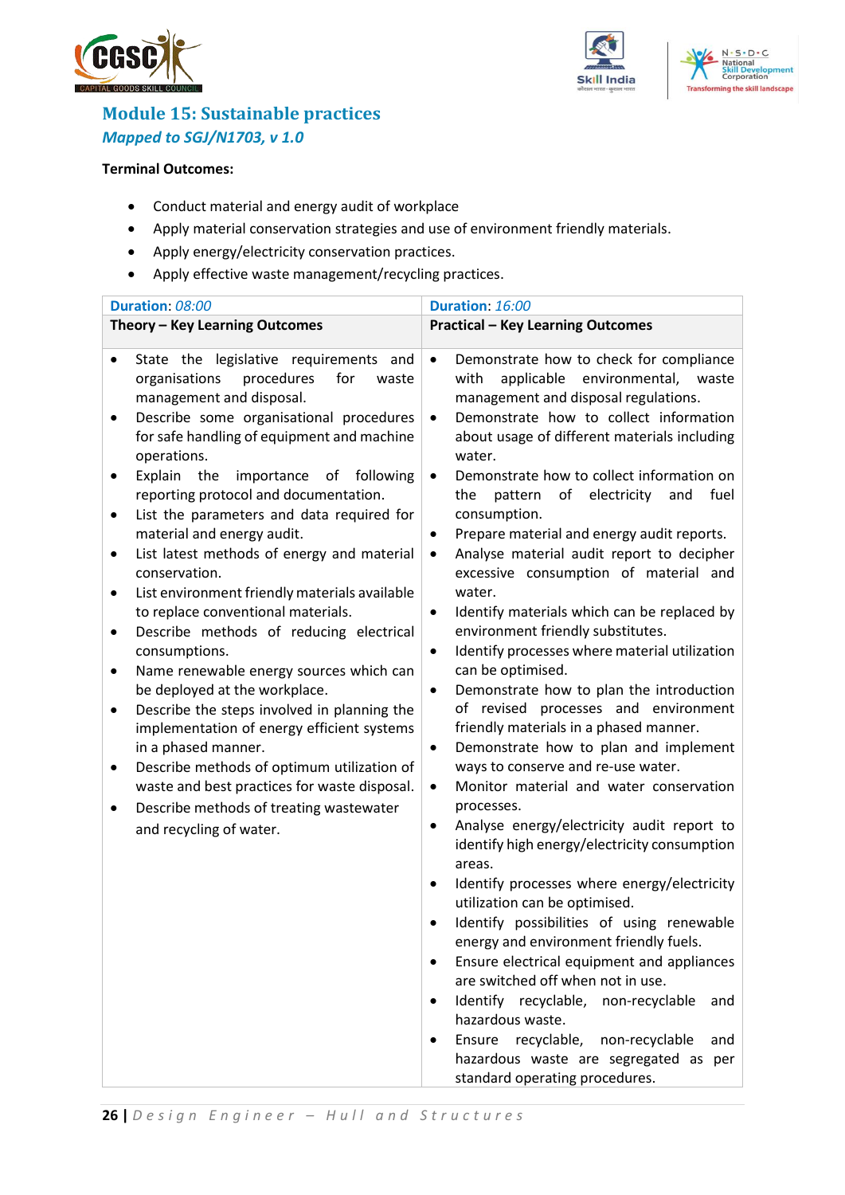## Module 15: Sustainable practices

### *Mapped to SGJ/N1703, v 1.0*

**Terminal Outcomes:**

- Conduct material and energy audit of workplace
- Apply material conservation strategies and use of environment friendly materials.
- Apply energy/electricity conservation practices.
- Apply effective waste management/recycling practices.

| Duration: *08:00* | Duration: *16:00* |
|---|---|
| **Theory – Key Learning Outcomes** | **Practical – Key Learning Outcomes** |
| • State the legislative requirements and organisations procedures for waste management and disposal.<br>• Describe some organisational procedures for safe handling of equipment and machine operations.<br>• Explain the importance of following reporting protocol and documentation.<br>• List the parameters and data required for material and energy audit.<br>• List latest methods of energy and material conservation.<br>• List environment friendly materials available to replace conventional materials.<br>• Describe methods of reducing electrical consumptions.<br>• Name renewable energy sources which can be deployed at the workplace.<br>• Describe the steps involved in planning the implementation of energy efficient systems in a phased manner.<br>• Describe methods of optimum utilization of waste and best practices for waste disposal.<br>• Describe methods of treating wastewater and recycling of water. | • Demonstrate how to check for compliance with applicable environmental, waste management and disposal regulations.<br>• Demonstrate how to collect information about usage of different materials including water.<br>• Demonstrate how to collect information on the pattern of electricity and fuel consumption.<br>• Prepare material and energy audit reports.<br>• Analyse material audit report to decipher excessive consumption of material and water.<br>• Identify materials which can be replaced by environment friendly substitutes.<br>• Identify processes where material utilization can be optimised.<br>• Demonstrate how to plan the introduction of revised processes and environment friendly materials in a phased manner.<br>• Demonstrate how to plan and implement ways to conserve and re-use water.<br>• Monitor material and water conservation processes.<br>• Analyse energy/electricity audit report to identify high energy/electricity consumption areas.<br>• Identify processes where energy/electricity utilization can be optimised.<br>• Identify possibilities of using renewable energy and environment friendly fuels.<br>• Ensure electrical equipment and appliances are switched off when not in use.<br>• Identify recyclable, non-recyclable and hazardous waste.<br>• Ensure recyclable, non-recyclable and hazardous waste are segregated as per standard operating procedures. |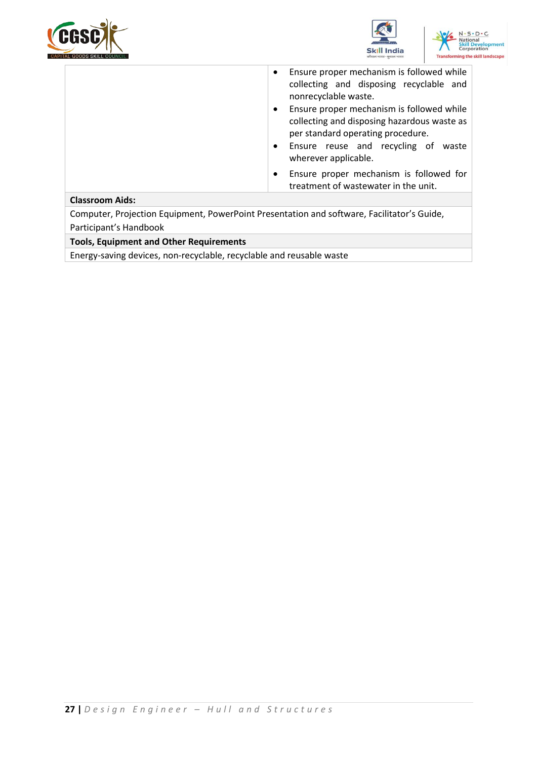| | |
|---|---|
| | • Ensure proper mechanism is followed while collecting and disposing recyclable and nonrecyclable waste.<br>• Ensure proper mechanism is followed while collecting and disposing hazardous waste as per standard operating procedure.<br>• Ensure reuse and recycling of waste wherever applicable.<br>• Ensure proper mechanism is followed for treatment of wastewater in the unit. |

**Classroom Aids:**

Computer, Projection Equipment, PowerPoint Presentation and software, Facilitator's Guide, Participant's Handbook

**Tools, Equipment and Other Requirements**

Energy-saving devices, non-recyclable, recyclable and reusable waste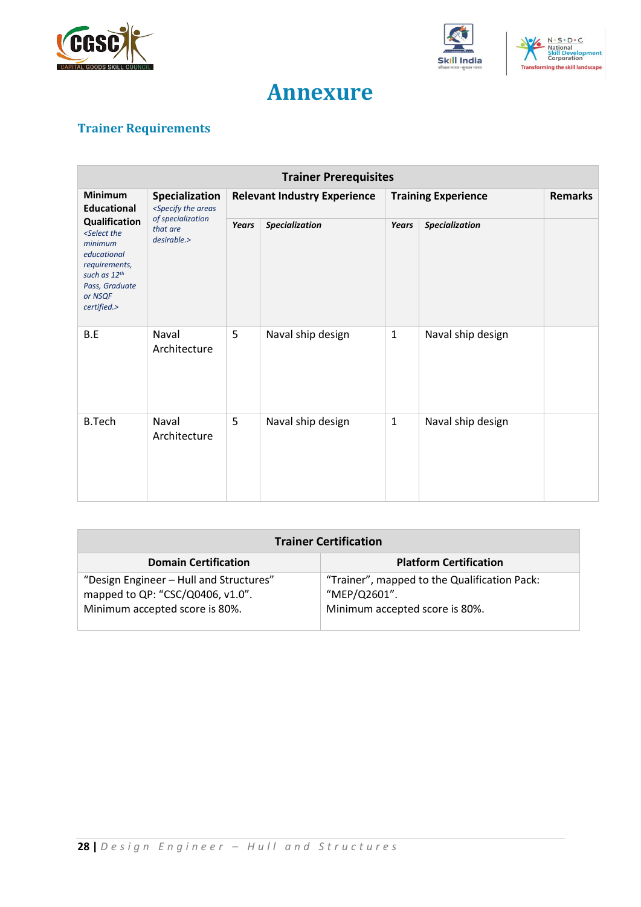# Annexure

## Trainer Requirements

| Trainer Prerequisites | | | | | | |
|---|---|---|---|---|---|---|
| **Minimum Educational Qualification** *<Select the minimum educational requirements, such as 12th Pass, Graduate or NSQF certified.>* | **Specialization** *<Specify the areas of specialization that are desirable.>* | **Relevant Industry Experience** | | **Training Experience** | | **Remarks** |
| | | ***Years*** | ***Specialization*** | ***Years*** | ***Specialization*** | |
| B.E | Naval Architecture | 5 | Naval ship design | 1 | Naval ship design | |
| B.Tech | Naval Architecture | 5 | Naval ship design | 1 | Naval ship design | |

| Trainer Certification | |
|---|---|
| **Domain Certification** | **Platform Certification** |
| "Design Engineer – Hull and Structures" mapped to QP: "CSC/Q0406, v1.0". Minimum accepted score is 80%. | "Trainer", mapped to the Qualification Pack: "MEP/Q2601". Minimum accepted score is 80%. |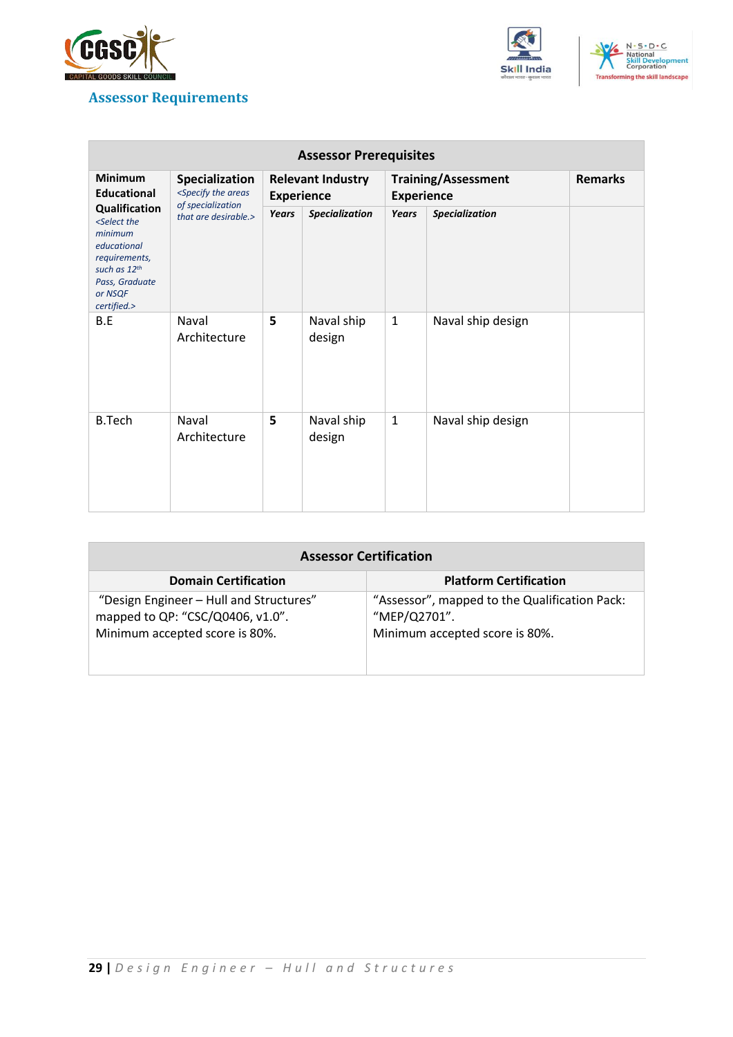## Assessor Requirements

| Assessor Prerequisites | | | | | | |
|---|---|---|---|---|---|---|
| **Minimum Educational Qualification** *<Select the minimum educational requirements, such as 12th Pass, Graduate or NSQF certified.>* | **Specialization** *<Specify the areas of specialization that are desirable.>* | **Relevant Industry Experience** | | **Training/Assessment Experience** | | **Remarks** |
| | | ***Years*** | ***Specialization*** | ***Years*** | ***Specialization*** | |
| B.E | Naval Architecture | 5 | Naval ship design | 1 | Naval ship design | |
| B.Tech | Naval Architecture | 5 | Naval ship design | 1 | Naval ship design | |

| Assessor Certification | |
|---|---|
| **Domain Certification** | **Platform Certification** |
| "Design Engineer – Hull and Structures" mapped to QP: "CSC/Q0406, v1.0". Minimum accepted score is 80%. | "Assessor", mapped to the Qualification Pack: "MEP/Q2701". Minimum accepted score is 80%. |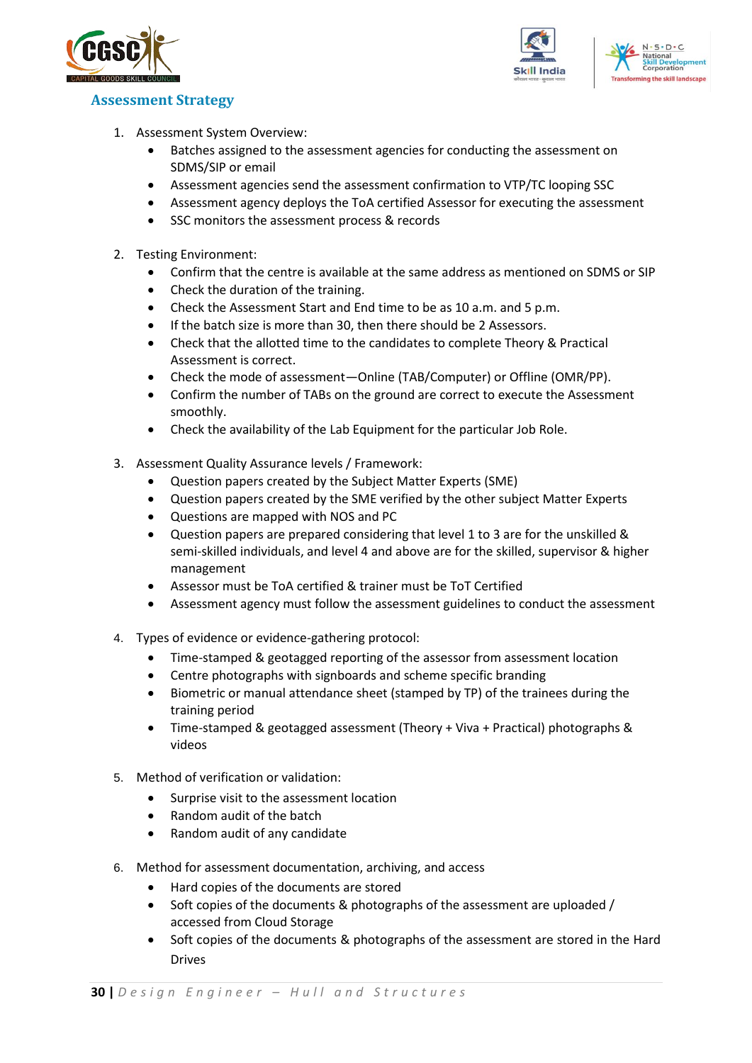## Assessment Strategy

1. Assessment System Overview:
    - Batches assigned to the assessment agencies for conducting the assessment on SDMS/SIP or email
    - Assessment agencies send the assessment confirmation to VTP/TC looping SSC
    - Assessment agency deploys the ToA certified Assessor for executing the assessment
    - SSC monitors the assessment process & records

2. Testing Environment:
    - Confirm that the centre is available at the same address as mentioned on SDMS or SIP
    - Check the duration of the training.
    - Check the Assessment Start and End time to be as 10 a.m. and 5 p.m.
    - If the batch size is more than 30, then there should be 2 Assessors.
    - Check that the allotted time to the candidates to complete Theory & Practical Assessment is correct.
    - Check the mode of assessment—Online (TAB/Computer) or Offline (OMR/PP).
    - Confirm the number of TABs on the ground are correct to execute the Assessment smoothly.
    - Check the availability of the Lab Equipment for the particular Job Role.

3. Assessment Quality Assurance levels / Framework:
    - Question papers created by the Subject Matter Experts (SME)
    - Question papers created by the SME verified by the other subject Matter Experts
    - Questions are mapped with NOS and PC
    - Question papers are prepared considering that level 1 to 3 are for the unskilled & semi-skilled individuals, and level 4 and above are for the skilled, supervisor & higher management
    - Assessor must be ToA certified & trainer must be ToT Certified
    - Assessment agency must follow the assessment guidelines to conduct the assessment

4. Types of evidence or evidence-gathering protocol:
    - Time-stamped & geotagged reporting of the assessor from assessment location
    - Centre photographs with signboards and scheme specific branding
    - Biometric or manual attendance sheet (stamped by TP) of the trainees during the training period
    - Time-stamped & geotagged assessment (Theory + Viva + Practical) photographs & videos

5. Method of verification or validation:
    - Surprise visit to the assessment location
    - Random audit of the batch
    - Random audit of any candidate

6. Method for assessment documentation, archiving, and access
    - Hard copies of the documents are stored
    - Soft copies of the documents & photographs of the assessment are uploaded / accessed from Cloud Storage
    - Soft copies of the documents & photographs of the assessment are stored in the Hard Drives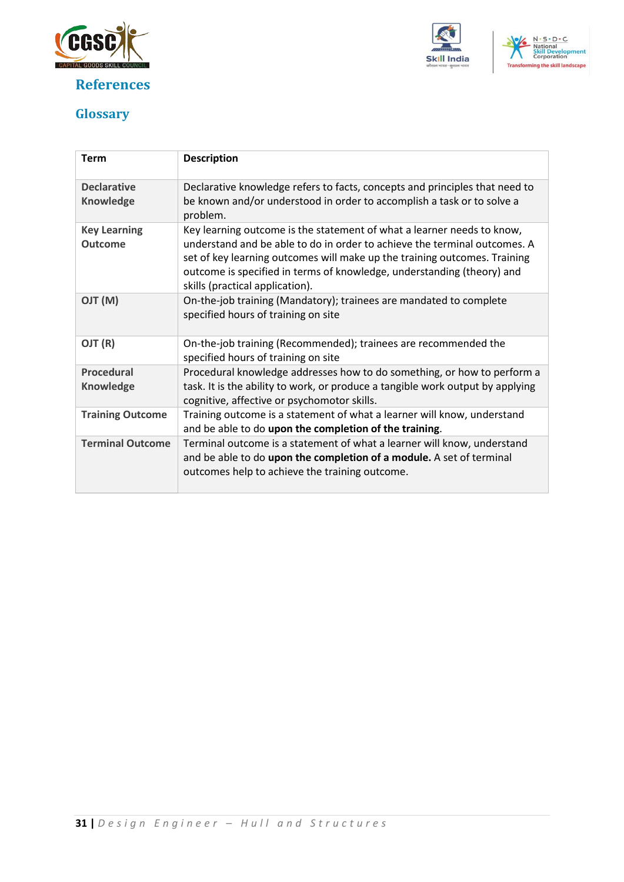## References

### Glossary

| Term | Description |
|---|---|
| **Declarative Knowledge** | Declarative knowledge refers to facts, concepts and principles that need to be known and/or understood in order to accomplish a task or to solve a problem. |
| **Key Learning Outcome** | Key learning outcome is the statement of what a learner needs to know, understand and be able to do in order to achieve the terminal outcomes. A set of key learning outcomes will make up the training outcomes. Training outcome is specified in terms of knowledge, understanding (theory) and skills (practical application). |
| **OJT (M)** | On-the-job training (Mandatory); trainees are mandated to complete specified hours of training on site |
| **OJT (R)** | On-the-job training (Recommended); trainees are recommended the specified hours of training on site |
| **Procedural Knowledge** | Procedural knowledge addresses how to do something, or how to perform a task. It is the ability to work, or produce a tangible work output by applying cognitive, affective or psychomotor skills. |
| **Training Outcome** | Training outcome is a statement of what a learner will know, understand and be able to do **upon the completion of the training**. |
| **Terminal Outcome** | Terminal outcome is a statement of what a learner will know, understand and be able to do **upon the completion of a module.** A set of terminal outcomes help to achieve the training outcome. |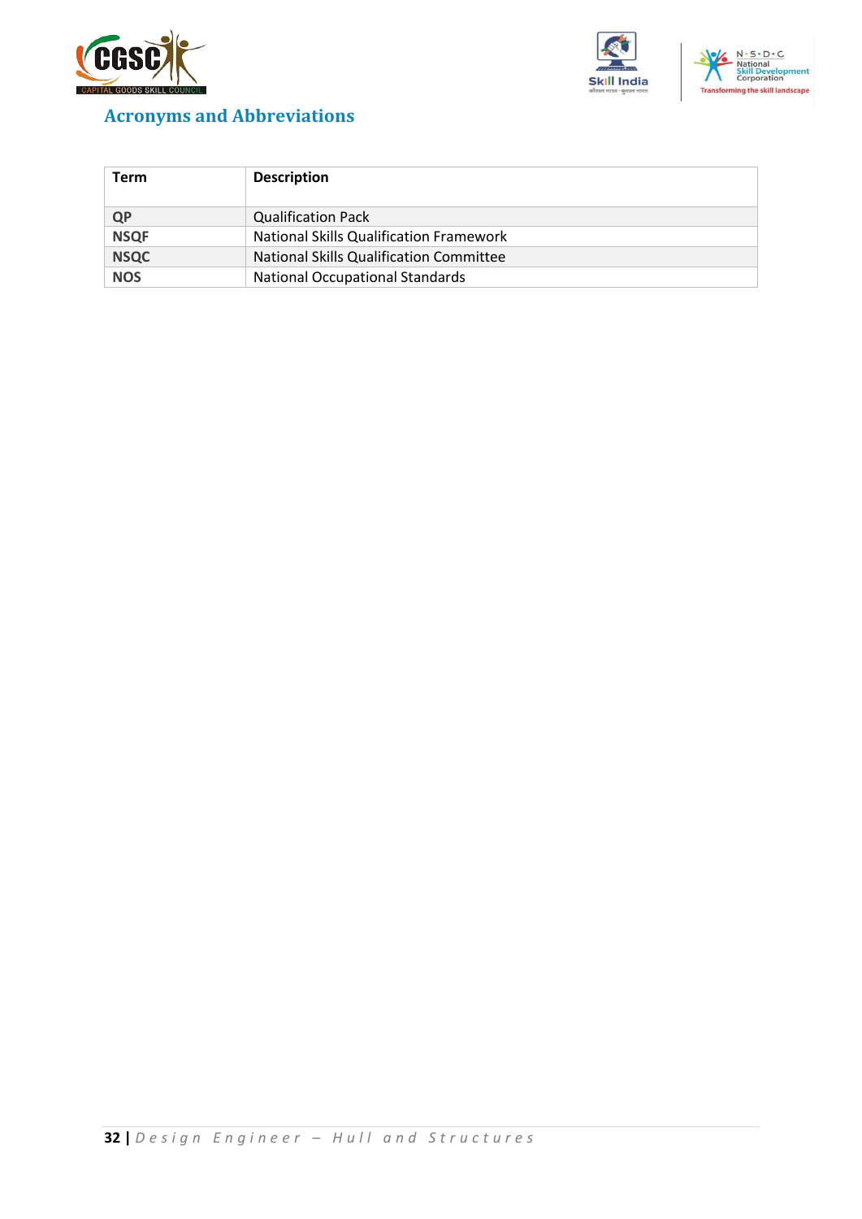## Acronyms and Abbreviations

| Term | Description |
|---|---|
| **QP** | Qualification Pack |
| **NSQF** | National Skills Qualification Framework |
| **NSQC** | National Skills Qualification Committee |
| **NOS** | National Occupational Standards |